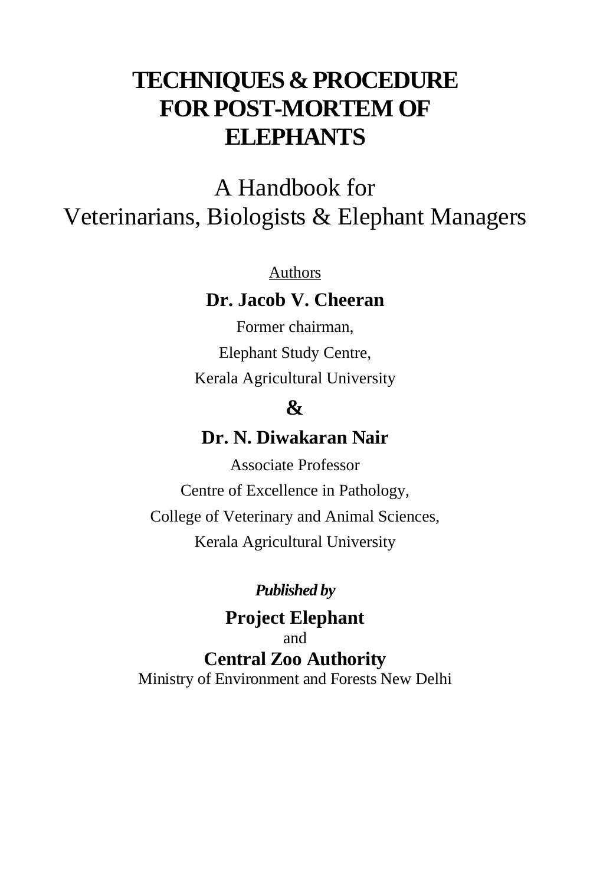# TECHNIQUES & PROCEDURE FOR POST-MORTEM OF ELEPHANTS

## A Handbook for Veterinarians, Biologists & Elephant Managers

Authors

**Dr. Jacob V. Cheeran**

Former chairman,

Elephant Study Centre,

Kerala Agricultural University

**&**

**Dr. N. Diwakaran Nair**

Associate Professor

Centre of Excellence in Pathology,

College of Veterinary and Animal Sciences,

Kerala Agricultural University

***Published by***

**Project Elephant**

and

**Central Zoo Authority**

Ministry of Environment and Forests New Delhi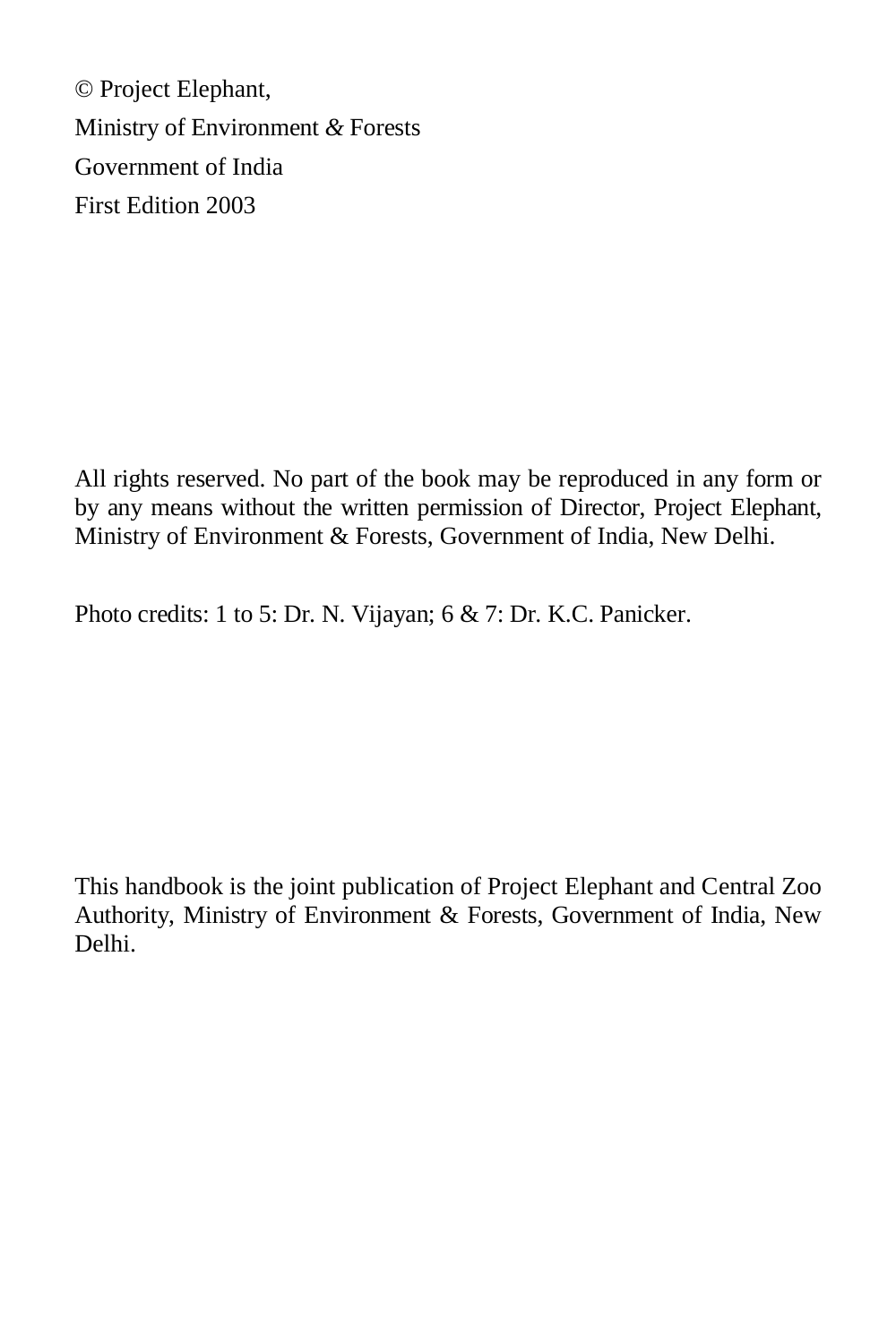© Project Elephant,

Ministry of Environment & Forests

Government of India

First Edition 2003

All rights reserved. No part of the book may be reproduced in any form or by any means without the written permission of Director, Project Elephant, Ministry of Environment & Forests, Government of India, New Delhi.

Photo credits: 1 to 5: Dr. N. Vijayan; 6 & 7: Dr. K.C. Panicker.

This handbook is the joint publication of Project Elephant and Central Zoo Authority, Ministry of Environment & Forests, Government of India, New Delhi.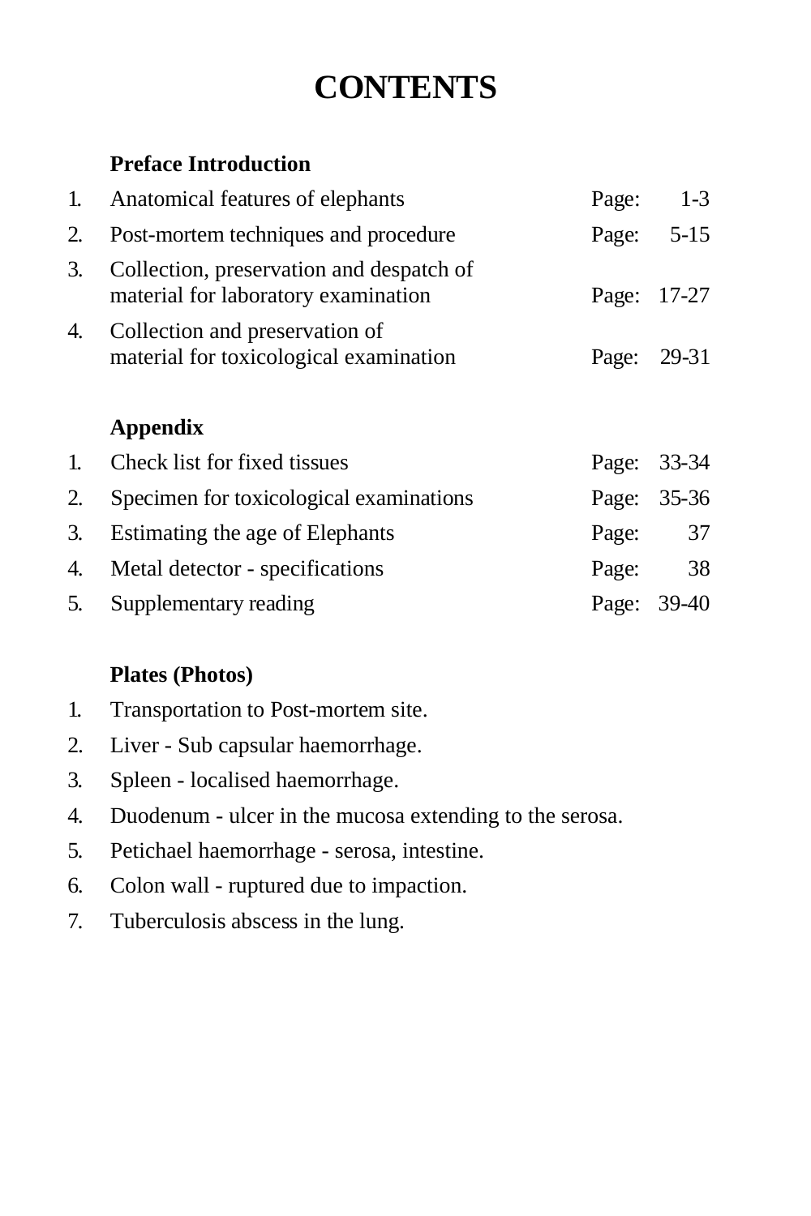# CONTENTS

**Preface Introduction**

| | | |
|---|---|---|
| 1. | Anatomical features of elephants | Page: 1-3 |
| 2. | Post-mortem techniques and procedure | Page: 5-15 |
| 3. | Collection, preservation and despatch of material for laboratory examination | Page: 17-27 |
| 4. | Collection and preservation of material for toxicological examination | Page: 29-31 |

**Appendix**

| | | |
|---|---|---|
| 1. | Check list for fixed tissues | Page: 33-34 |
| 2. | Specimen for toxicological examinations | Page: 35-36 |
| 3. | Estimating the age of Elephants | Page: 37 |
| 4. | Metal detector - specifications | Page: 38 |
| 5. | Supplementary reading | Page: 39-40 |

**Plates (Photos)**

1. Transportation to Post-mortem site.
2. Liver - Sub capsular haemorrhage.
3. Spleen - localised haemorrhage.
4. Duodenum - ulcer in the mucosa extending to the serosa.
5. Petichael haemorrhage - serosa, intestine.
6. Colon wall - ruptured due to impaction.
7. Tuberculosis abscess in the lung.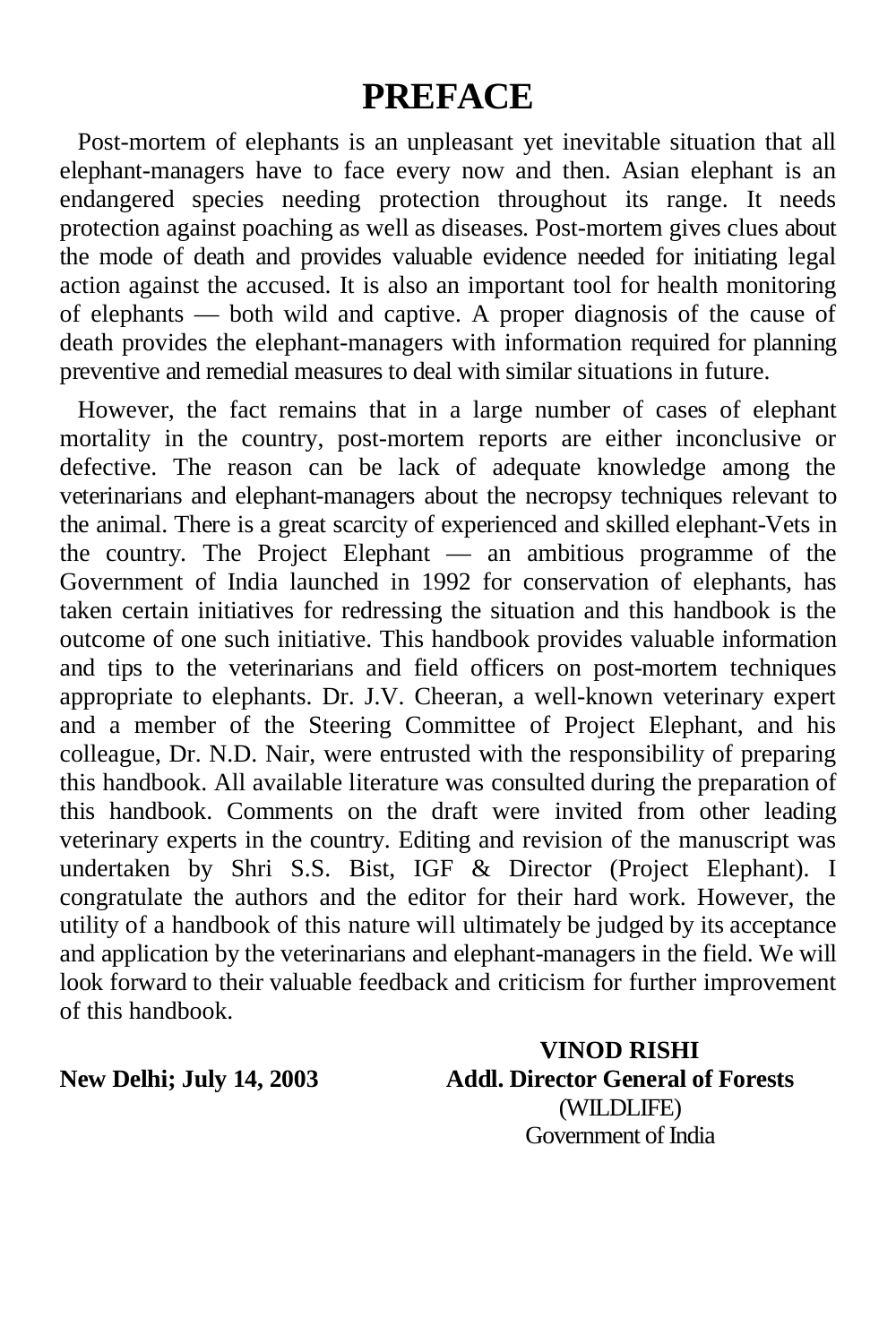# PREFACE

Post-mortem of elephants is an unpleasant yet inevitable situation that all elephant-managers have to face every now and then. Asian elephant is an endangered species needing protection throughout its range. It needs protection against poaching as well as diseases. Post-mortem gives clues about the mode of death and provides valuable evidence needed for initiating legal action against the accused. It is also an important tool for health monitoring of elephants — both wild and captive. A proper diagnosis of the cause of death provides the elephant-managers with information required for planning preventive and remedial measures to deal with similar situations in future.

However, the fact remains that in a large number of cases of elephant mortality in the country, post-mortem reports are either inconclusive or defective. The reason can be lack of adequate knowledge among the veterinarians and elephant-managers about the necropsy techniques relevant to the animal. There is a great scarcity of experienced and skilled elephant-Vets in the country. The Project Elephant — an ambitious programme of the Government of India launched in 1992 for conservation of elephants, has taken certain initiatives for redressing the situation and this handbook is the outcome of one such initiative. This handbook provides valuable information and tips to the veterinarians and field officers on post-mortem techniques appropriate to elephants. Dr. J.V. Cheeran, a well-known veterinary expert and a member of the Steering Committee of Project Elephant, and his colleague, Dr. N.D. Nair, were entrusted with the responsibility of preparing this handbook. All available literature was consulted during the preparation of this handbook. Comments on the draft were invited from other leading veterinary experts in the country. Editing and revision of the manuscript was undertaken by Shri S.S. Bist, IGF & Director (Project Elephant). I congratulate the authors and the editor for their hard work. However, the utility of a handbook of this nature will ultimately be judged by its acceptance and application by the veterinarians and elephant-managers in the field. We will look forward to their valuable feedback and criticism for further improvement of this handbook.

**New Delhi; July 14, 2003**

**VINOD RISHI**
**Addl. Director General of Forests**
(WILDLIFE)
Government of India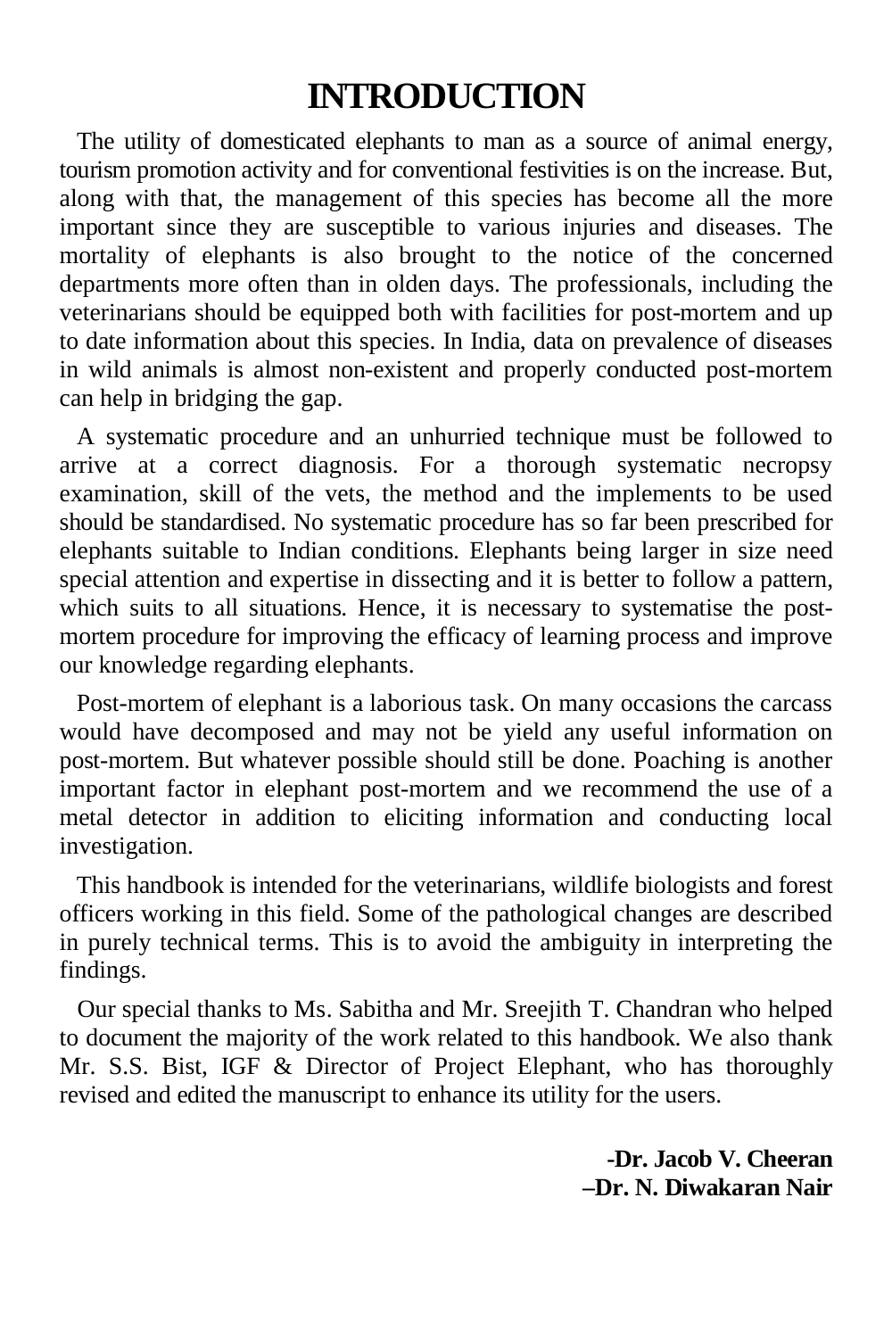# INTRODUCTION

The utility of domesticated elephants to man as a source of animal energy, tourism promotion activity and for conventional festivities is on the increase. But, along with that, the management of this species has become all the more important since they are susceptible to various injuries and diseases. The mortality of elephants is also brought to the notice of the concerned departments more often than in olden days. The professionals, including the veterinarians should be equipped both with facilities for post-mortem and up to date information about this species. In India, data on prevalence of diseases in wild animals is almost non-existent and properly conducted post-mortem can help in bridging the gap.

A systematic procedure and an unhurried technique must be followed to arrive at a correct diagnosis. For a thorough systematic necropsy examination, skill of the vets, the method and the implements to be used should be standardised. No systematic procedure has so far been prescribed for elephants suitable to Indian conditions. Elephants being larger in size need special attention and expertise in dissecting and it is better to follow a pattern, which suits to all situations. Hence, it is necessary to systematise the post-mortem procedure for improving the efficacy of learning process and improve our knowledge regarding elephants.

Post-mortem of elephant is a laborious task. On many occasions the carcass would have decomposed and may not be yield any useful information on post-mortem. But whatever possible should still be done. Poaching is another important factor in elephant post-mortem and we recommend the use of a metal detector in addition to eliciting information and conducting local investigation.

This handbook is intended for the veterinarians, wildlife biologists and forest officers working in this field. Some of the pathological changes are described in purely technical terms. This is to avoid the ambiguity in interpreting the findings.

Our special thanks to Ms. Sabitha and Mr. Sreejith T. Chandran who helped to document the majority of the work related to this handbook. We also thank Mr. S.S. Bist, IGF & Director of Project Elephant, who has thoroughly revised and edited the manuscript to enhance its utility for the users.

**-Dr. Jacob V. Cheeran**
**–Dr. N. Diwakaran Nair**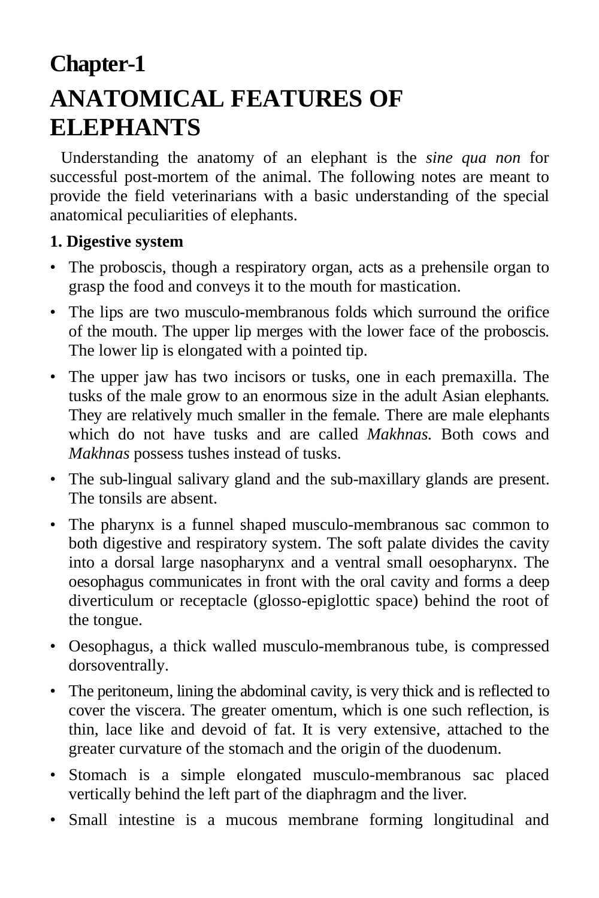# Chapter-1

# ANATOMICAL FEATURES OF ELEPHANTS

Understanding the anatomy of an elephant is the *sine qua non* for successful post-mortem of the animal. The following notes are meant to provide the field veterinarians with a basic understanding of the special anatomical peculiarities of elephants.

**1. Digestive system**

- The proboscis, though a respiratory organ, acts as a prehensile organ to grasp the food and conveys it to the mouth for mastication.
- The lips are two musculo-membranous folds which surround the orifice of the mouth. The upper lip merges with the lower face of the proboscis. The lower lip is elongated with a pointed tip.
- The upper jaw has two incisors or tusks, one in each premaxilla. The tusks of the male grow to an enormous size in the adult Asian elephants. They are relatively much smaller in the female. There are male elephants which do not have tusks and are called *Makhnas*. Both cows and *Makhnas* possess tushes instead of tusks.
- The sub-lingual salivary gland and the sub-maxillary glands are present. The tonsils are absent.
- The pharynx is a funnel shaped musculo-membranous sac common to both digestive and respiratory system. The soft palate divides the cavity into a dorsal large nasopharynx and a ventral small oesopharynx. The oesophagus communicates in front with the oral cavity and forms a deep diverticulum or receptacle (glosso-epiglottic space) behind the root of the tongue.
- Oesophagus, a thick walled musculo-membranous tube, is compressed dorsoventrally.
- The peritoneum, lining the abdominal cavity, is very thick and is reflected to cover the viscera. The greater omentum, which is one such reflection, is thin, lace like and devoid of fat. It is very extensive, attached to the greater curvature of the stomach and the origin of the duodenum.
- Stomach is a simple elongated musculo-membranous sac placed vertically behind the left part of the diaphragm and the liver.
- Small intestine is a mucous membrane forming longitudinal and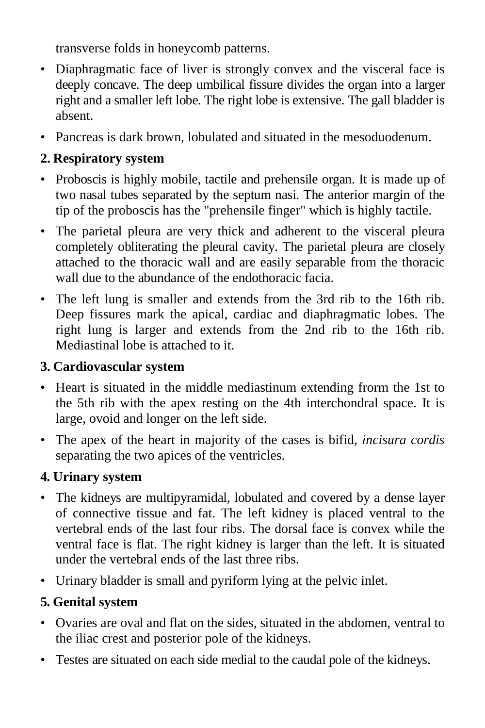transverse folds in honeycomb patterns.

- Diaphragmatic face of liver is strongly convex and the visceral face is deeply concave. The deep umbilical fissure divides the organ into a larger right and a smaller left lobe. The right lobe is extensive. The gall bladder is absent.
- Pancreas is dark brown, lobulated and situated in the mesoduodenum.

**2. Respiratory system**

- Proboscis is highly mobile, tactile and prehensile organ. It is made up of two nasal tubes separated by the septum nasi. The anterior margin of the tip of the proboscis has the "prehensile finger" which is highly tactile.
- The parietal pleura are very thick and adherent to the visceral pleura completely obliterating the pleural cavity. The parietal pleura are closely attached to the thoracic wall and are easily separable from the thoracic wall due to the abundance of the endothoracic facia.
- The left lung is smaller and extends from the 3rd rib to the 16th rib. Deep fissures mark the apical, cardiac and diaphragmatic lobes. The right lung is larger and extends from the 2nd rib to the 16th rib. Mediastinal lobe is attached to it.

**3. Cardiovascular system**

- Heart is situated in the middle mediastinum extending frorm the 1st to the 5th rib with the apex resting on the 4th interchondral space. It is large, ovoid and longer on the left side.
- The apex of the heart in majority of the cases is bifid, *incisura cordis* separating the two apices of the ventricles.

**4. Urinary system**

- The kidneys are multipyramidal, lobulated and covered by a dense layer of connective tissue and fat. The left kidney is placed ventral to the vertebral ends of the last four ribs. The dorsal face is convex while the ventral face is flat. The right kidney is larger than the left. It is situated under the vertebral ends of the last three ribs.
- Urinary bladder is small and pyriform lying at the pelvic inlet.

**5. Genital system**

- Ovaries are oval and flat on the sides, situated in the abdomen, ventral to the iliac crest and posterior pole of the kidneys.
- Testes are situated on each side medial to the caudal pole of the kidneys.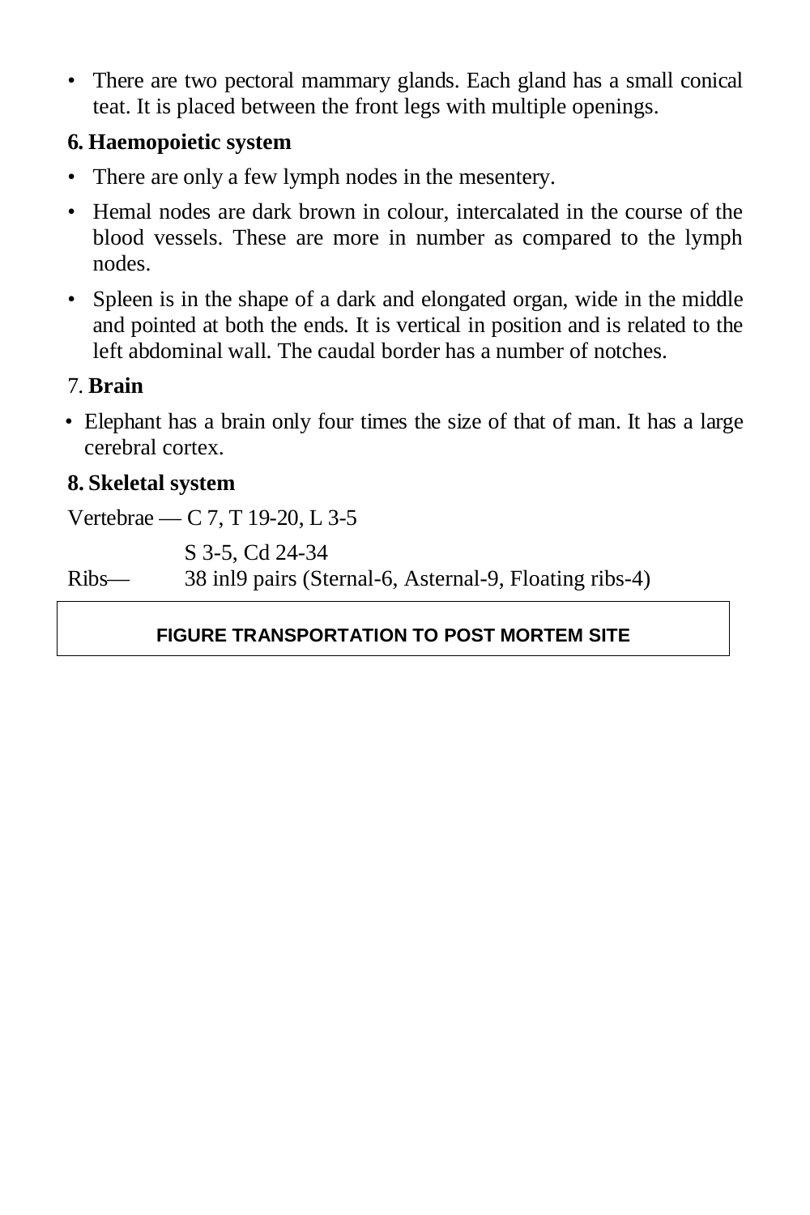- There are two pectoral mammary glands. Each gland has a small conical teat. It is placed between the front legs with multiple openings.

**6. Haemopoietic system**

- There are only a few lymph nodes in the mesentery.
- Hemal nodes are dark brown in colour, intercalated in the course of the blood vessels. These are more in number as compared to the lymph nodes.
- Spleen is in the shape of a dark and elongated organ, wide in the middle and pointed at both the ends. It is vertical in position and is related to the left abdominal wall. The caudal border has a number of notches.

7. **Brain**

- Elephant has a brain only four times the size of that of man. It has a large cerebral cortex.

**8. Skeletal system**

Vertebrae — C 7, T 19-20, L 3-5

S 3-5, Cd 24-34

Ribs— 38 inl9 pairs (Sternal-6, Asternal-9, Floating ribs-4)

**FIGURE TRANSPORTATION TO POST MORTEM SITE**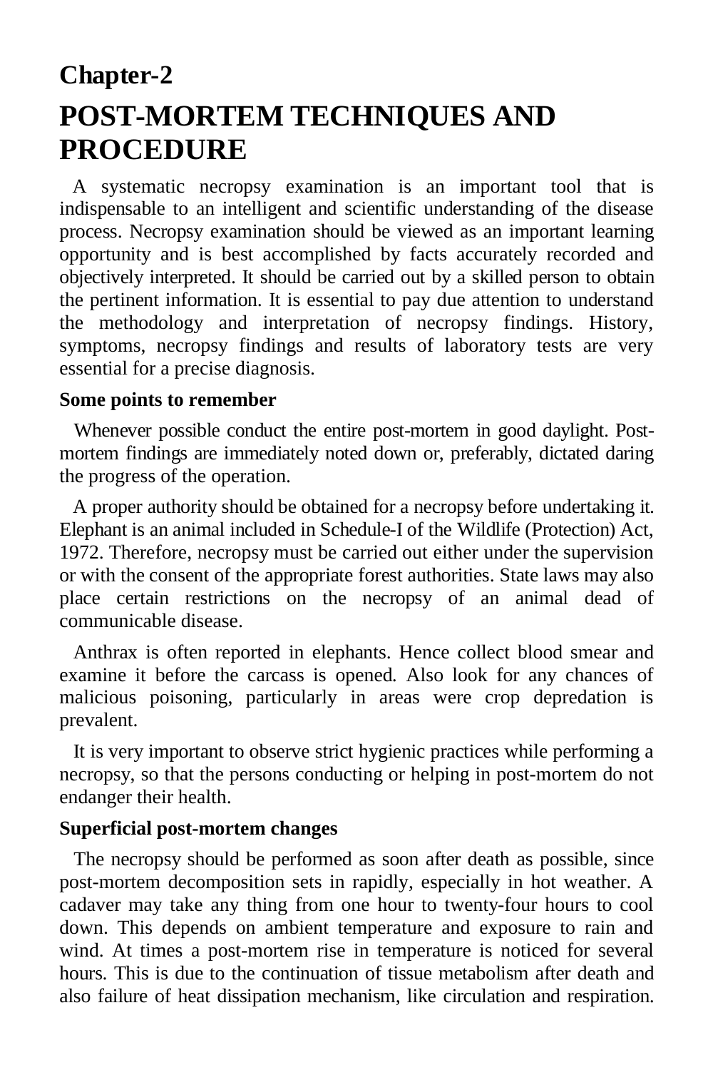# Chapter-2

# POST-MORTEM TECHNIQUES AND PROCEDURE

A systematic necropsy examination is an important tool that is indispensable to an intelligent and scientific understanding of the disease process. Necropsy examination should be viewed as an important learning opportunity and is best accomplished by facts accurately recorded and objectively interpreted. It should be carried out by a skilled person to obtain the pertinent information. It is essential to pay due attention to understand the methodology and interpretation of necropsy findings. History, symptoms, necropsy findings and results of laboratory tests are very essential for a precise diagnosis.

### Some points to remember

Whenever possible conduct the entire post-mortem in good daylight. Post-mortem findings are immediately noted down or, preferably, dictated daring the progress of the operation.

A proper authority should be obtained for a necropsy before undertaking it. Elephant is an animal included in Schedule-I of the Wildlife (Protection) Act, 1972. Therefore, necropsy must be carried out either under the supervision or with the consent of the appropriate forest authorities. State laws may also place certain restrictions on the necropsy of an animal dead of communicable disease.

Anthrax is often reported in elephants. Hence collect blood smear and examine it before the carcass is opened. Also look for any chances of malicious poisoning, particularly in areas were crop depredation is prevalent.

It is very important to observe strict hygienic practices while performing a necropsy, so that the persons conducting or helping in post-mortem do not endanger their health.

### Superficial post-mortem changes

The necropsy should be performed as soon after death as possible, since post-mortem decomposition sets in rapidly, especially in hot weather. A cadaver may take any thing from one hour to twenty-four hours to cool down. This depends on ambient temperature and exposure to rain and wind. At times a post-mortem rise in temperature is noticed for several hours. This is due to the continuation of tissue metabolism after death and also failure of heat dissipation mechanism, like circulation and respiration.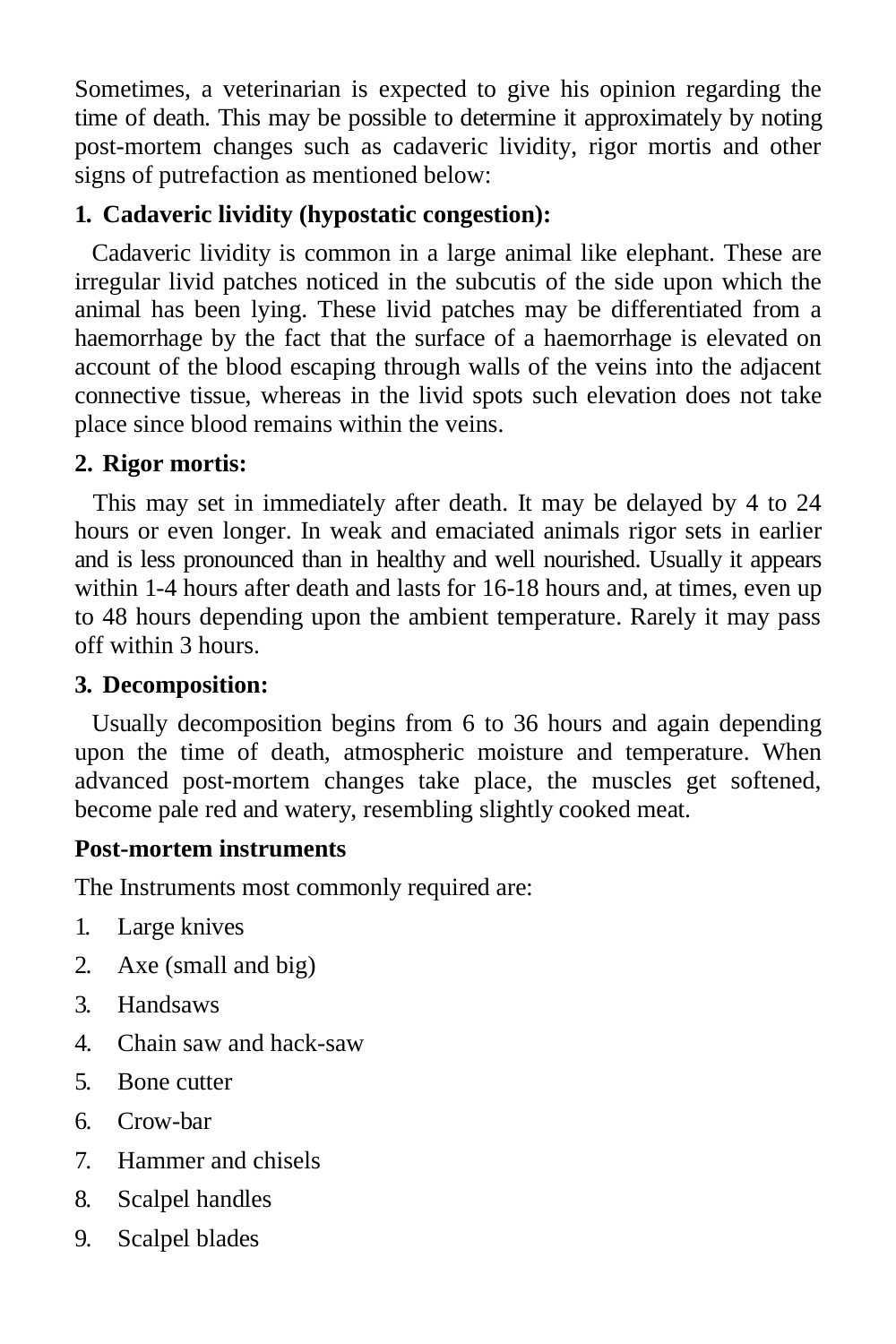Sometimes, a veterinarian is expected to give his opinion regarding the time of death. This may be possible to determine it approximately by noting post-mortem changes such as cadaveric lividity, rigor mortis and other signs of putrefaction as mentioned below:

**1. Cadaveric lividity (hypostatic congestion):**

Cadaveric lividity is common in a large animal like elephant. These are irregular livid patches noticed in the subcutis of the side upon which the animal has been lying. These livid patches may be differentiated from a haemorrhage by the fact that the surface of a haemorrhage is elevated on account of the blood escaping through walls of the veins into the adjacent connective tissue, whereas in the livid spots such elevation does not take place since blood remains within the veins.

**2. Rigor mortis:**

This may set in immediately after death. It may be delayed by 4 to 24 hours or even longer. In weak and emaciated animals rigor sets in earlier and is less pronounced than in healthy and well nourished. Usually it appears within 1-4 hours after death and lasts for 16-18 hours and, at times, even up to 48 hours depending upon the ambient temperature. Rarely it may pass off within 3 hours.

**3. Decomposition:**

Usually decomposition begins from 6 to 36 hours and again depending upon the time of death, atmospheric moisture and temperature. When advanced post-mortem changes take place, the muscles get softened, become pale red and watery, resembling slightly cooked meat.

**Post-mortem instruments**

The Instruments most commonly required are:

1. Large knives
2. Axe (small and big)
3. Handsaws
4. Chain saw and hack-saw
5. Bone cutter
6. Crow-bar
7. Hammer and chisels
8. Scalpel handles
9. Scalpel blades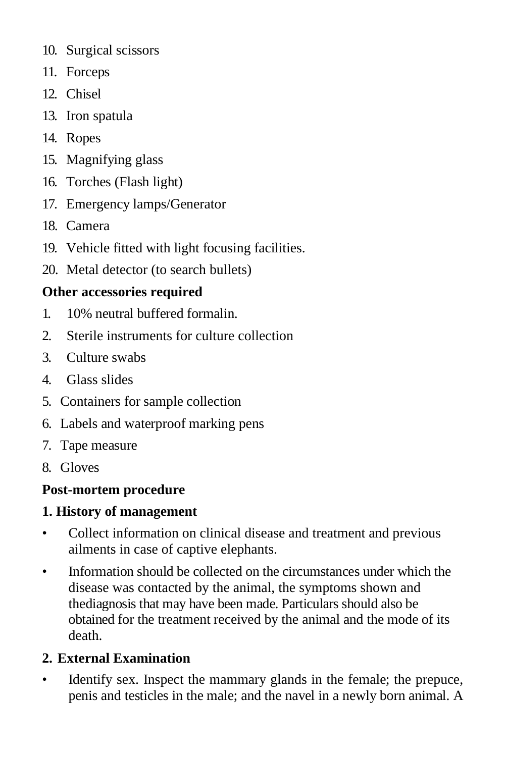10. Surgical scissors
11. Forceps
12. Chisel
13. Iron spatula
14. Ropes
15. Magnifying glass
16. Torches (Flash light)
17. Emergency lamps/Generator
18. Camera
19. Vehicle fitted with light focusing facilities.
20. Metal detector (to search bullets)

**Other accessories required**

1. 10% neutral buffered formalin.
2. Sterile instruments for culture collection
3. Culture swabs
4. Glass slides
5. Containers for sample collection
6. Labels and waterproof marking pens
7. Tape measure
8. Gloves

**Post-mortem procedure**

**1. History of management**

- Collect information on clinical disease and treatment and previous ailments in case of captive elephants.
- Information should be collected on the circumstances under which the disease was contacted by the animal, the symptoms shown and thediagnosis that may have been made. Particulars should also be obtained for the treatment received by the animal and the mode of its death.

**2. External Examination**

- Identify sex. Inspect the mammary glands in the female; the prepuce, penis and testicles in the male; and the navel in a newly born animal. A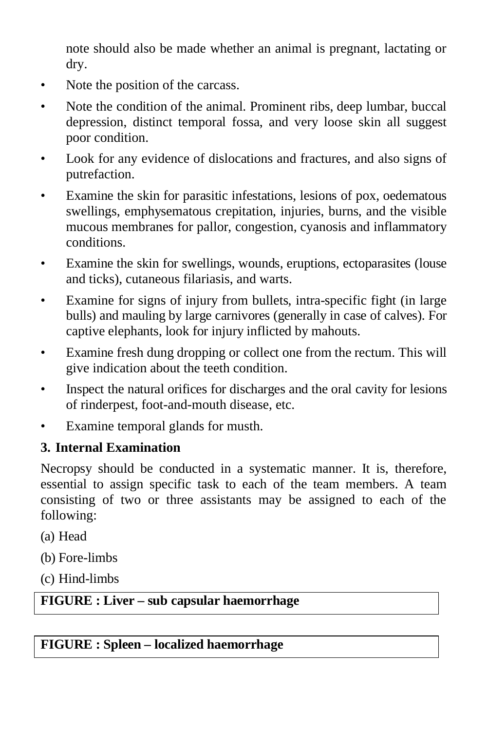note should also be made whether an animal is pregnant, lactating or dry.

- Note the position of the carcass.
- Note the condition of the animal. Prominent ribs, deep lumbar, buccal depression, distinct temporal fossa, and very loose skin all suggest poor condition.
- Look for any evidence of dislocations and fractures, and also signs of putrefaction.
- Examine the skin for parasitic infestations, lesions of pox, oedematous swellings, emphysematous crepitation, injuries, burns, and the visible mucous membranes for pallor, congestion, cyanosis and inflammatory conditions.
- Examine the skin for swellings, wounds, eruptions, ectoparasites (louse and ticks), cutaneous filariasis, and warts.
- Examine for signs of injury from bullets, intra-specific fight (in large bulls) and mauling by large carnivores (generally in case of calves). For captive elephants, look for injury inflicted by mahouts.
- Examine fresh dung dropping or collect one from the rectum. This will give indication about the teeth condition.
- Inspect the natural orifices for discharges and the oral cavity for lesions of rinderpest, foot-and-mouth disease, etc.
- Examine temporal glands for musth.

### 3. Internal Examination

Necropsy should be conducted in a systematic manner. It is, therefore, essential to assign specific task to each of the team members. A team consisting of two or three assistants may be assigned to each of the following:

(a) Head

(b) Fore-limbs

(c) Hind-limbs

**FIGURE : Liver – sub capsular haemorrhage**

**FIGURE : Spleen – localized haemorrhage**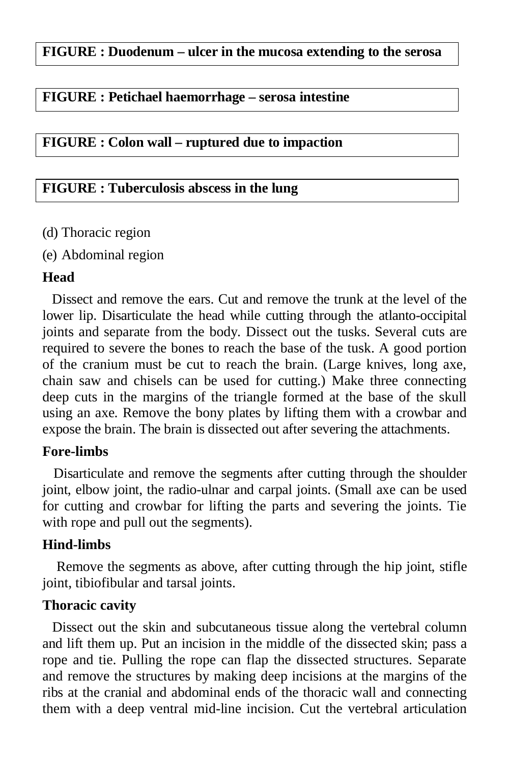**FIGURE : Duodenum – ulcer in the mucosa extending to the serosa**

**FIGURE : Petichael haemorrhage – serosa intestine**

**FIGURE : Colon wall – ruptured due to impaction**

**FIGURE : Tuberculosis abscess in the lung**

(d) Thoracic region

(e) Abdominal region

**Head**

Dissect and remove the ears. Cut and remove the trunk at the level of the lower lip. Disarticulate the head while cutting through the atlanto-occipital joints and separate from the body. Dissect out the tusks. Several cuts are required to severe the bones to reach the base of the tusk. A good portion of the cranium must be cut to reach the brain. (Large knives, long axe, chain saw and chisels can be used for cutting.) Make three connecting deep cuts in the margins of the triangle formed at the base of the skull using an axe. Remove the bony plates by lifting them with a crowbar and expose the brain. The brain is dissected out after severing the attachments.

**Fore-limbs**

Disarticulate and remove the segments after cutting through the shoulder joint, elbow joint, the radio-ulnar and carpal joints. (Small axe can be used for cutting and crowbar for lifting the parts and severing the joints. Tie with rope and pull out the segments).

**Hind-limbs**

Remove the segments as above, after cutting through the hip joint, stifle joint, tibiofibular and tarsal joints.

**Thoracic cavity**

Dissect out the skin and subcutaneous tissue along the vertebral column and lift them up. Put an incision in the middle of the dissected skin; pass a rope and tie. Pulling the rope can flap the dissected structures. Separate and remove the structures by making deep incisions at the margins of the ribs at the cranial and abdominal ends of the thoracic wall and connecting them with a deep ventral mid-line incision. Cut the vertebral articulation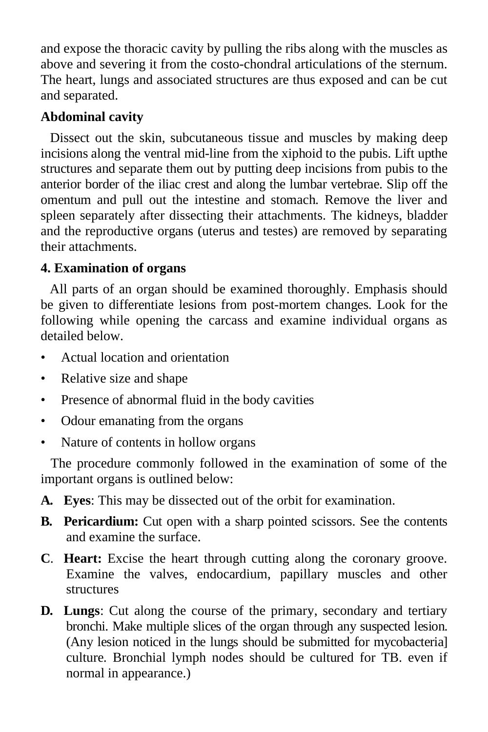and expose the thoracic cavity by pulling the ribs along with the muscles as above and severing it from the costo-chondral articulations of the sternum. The heart, lungs and associated structures are thus exposed and can be cut and separated.

**Abdominal cavity**

Dissect out the skin, subcutaneous tissue and muscles by making deep incisions along the ventral mid-line from the xiphoid to the pubis. Lift upthe structures and separate them out by putting deep incisions from pubis to the anterior border of the iliac crest and along the lumbar vertebrae. Slip off the omentum and pull out the intestine and stomach. Remove the liver and spleen separately after dissecting their attachments. The kidneys, bladder and the reproductive organs (uterus and testes) are removed by separating their attachments.

**4. Examination of organs**

All parts of an organ should be examined thoroughly. Emphasis should be given to differentiate lesions from post-mortem changes. Look for the following while opening the carcass and examine individual organs as detailed below.

- Actual location and orientation
- Relative size and shape
- Presence of abnormal fluid in the body cavities
- Odour emanating from the organs
- Nature of contents in hollow organs

The procedure commonly followed in the examination of some of the important organs is outlined below:

**A. Eyes**: This may be dissected out of the orbit for examination.

**B. Pericardium:** Cut open with a sharp pointed scissors. See the contents and examine the surface.

**C. Heart:** Excise the heart through cutting along the coronary groove. Examine the valves, endocardium, papillary muscles and other structures

**D. Lungs**: Cut along the course of the primary, secondary and tertiary bronchi. Make multiple slices of the organ through any suspected lesion. (Any lesion noticed in the lungs should be submitted for mycobacteria] culture. Bronchial lymph nodes should be cultured for TB. even if normal in appearance.)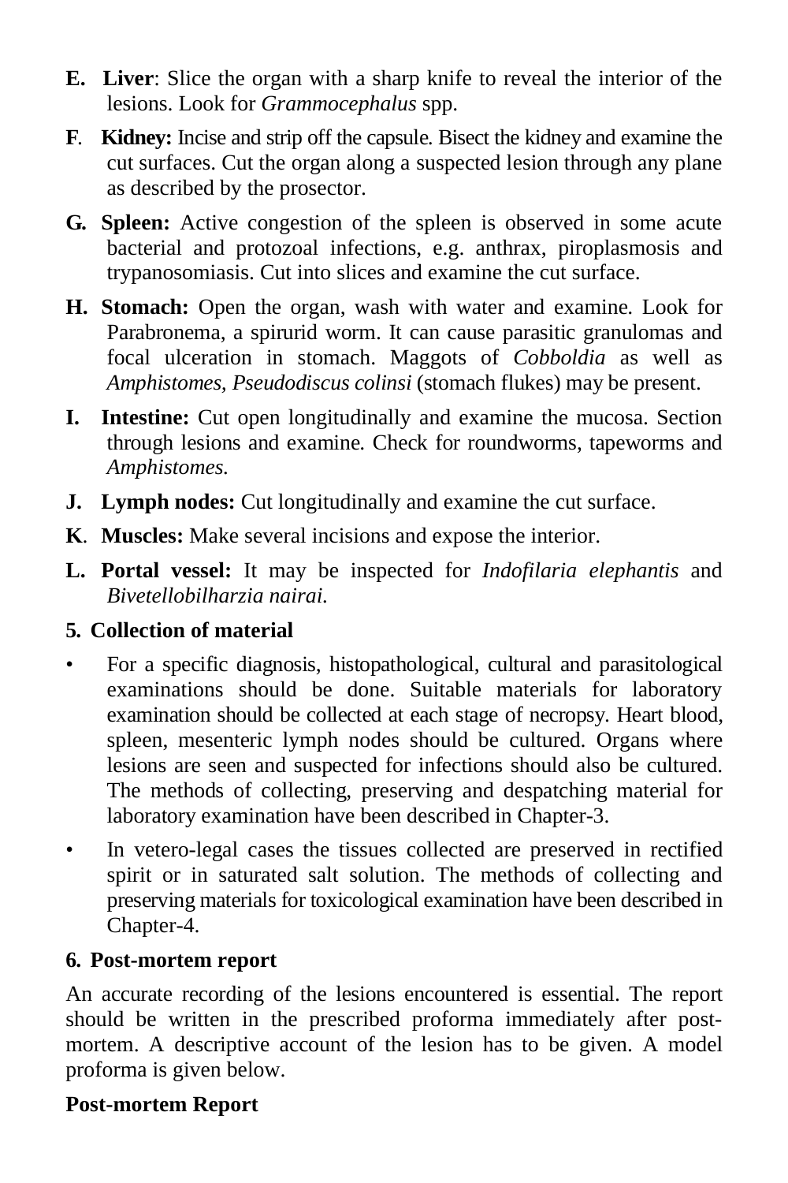**E. Liver**: Slice the organ with a sharp knife to reveal the interior of the lesions. Look for *Grammocephalus* spp.

**F**. **Kidney:** Incise and strip off the capsule. Bisect the kidney and examine the cut surfaces. Cut the organ along a suspected lesion through any plane as described by the prosector.

**G. Spleen:** Active congestion of the spleen is observed in some acute bacterial and protozoal infections, e.g. anthrax, piroplasmosis and trypanosomiasis. Cut into slices and examine the cut surface.

**H. Stomach:** Open the organ, wash with water and examine. Look for Parabronema, a spirurid worm. It can cause parasitic granulomas and focal ulceration in stomach. Maggots of *Cobboldia* as well as *Amphistomes, Pseudodiscus colinsi* (stomach flukes) may be present.

**I. Intestine:** Cut open longitudinally and examine the mucosa. Section through lesions and examine. Check for roundworms, tapeworms and *Amphistomes.*

**J. Lymph nodes:** Cut longitudinally and examine the cut surface.

**K**. **Muscles:** Make several incisions and expose the interior.

**L. Portal vessel:** It may be inspected for *Indofilaria elephantis* and *Bivetellobilharzia nairai.*

### 5. Collection of material

- For a specific diagnosis, histopathological, cultural and parasitological examinations should be done. Suitable materials for laboratory examination should be collected at each stage of necropsy. Heart blood, spleen, mesenteric lymph nodes should be cultured. Organs where lesions are seen and suspected for infections should also be cultured. The methods of collecting, preserving and despatching material for laboratory examination have been described in Chapter-3.
- In vetero-legal cases the tissues collected are preserved in rectified spirit or in saturated salt solution. The methods of collecting and preserving materials for toxicological examination have been described in Chapter-4.

### 6. Post-mortem report

An accurate recording of the lesions encountered is essential. The report should be written in the prescribed proforma immediately after post-mortem. A descriptive account of the lesion has to be given. A model proforma is given below.

**Post-mortem Report**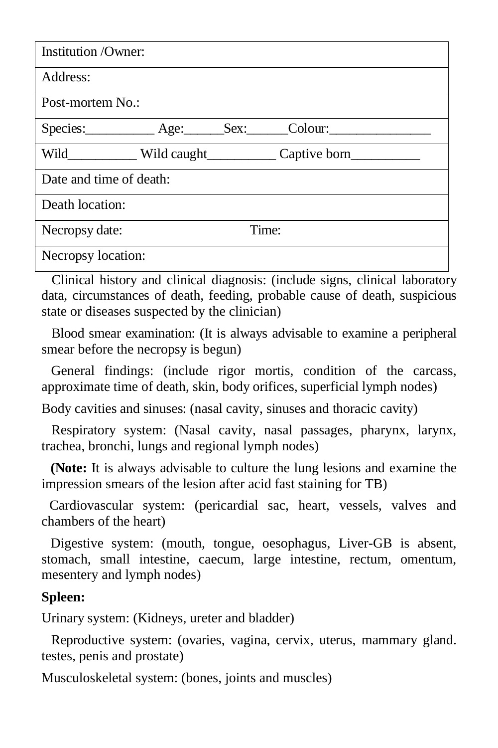| Institution /Owner: |
|---|
| Address: |
| Post-mortem No.: |
| Species:__________ Age:______Sex:______Colour:_______________ |
| Wild__________ Wild caught__________ Captive born__________ |
| Date and time of death: |
| Death location: |
| Necropsy date: Time: |
| Necropsy location: |

Clinical history and clinical diagnosis: (include signs, clinical laboratory data, circumstances of death, feeding, probable cause of death, suspicious state or diseases suspected by the clinician)

Blood smear examination: (It is always advisable to examine a peripheral smear before the necropsy is begun)

General findings: (include rigor mortis, condition of the carcass, approximate time of death, skin, body orifices, superficial lymph nodes)

Body cavities and sinuses: (nasal cavity, sinuses and thoracic cavity)

Respiratory system: (Nasal cavity, nasal passages, pharynx, larynx, trachea, bronchi, lungs and regional lymph nodes)

**(Note:** It is always advisable to culture the lung lesions and examine the impression smears of the lesion after acid fast staining for TB)

Cardiovascular system: (pericardial sac, heart, vessels, valves and chambers of the heart)

Digestive system: (mouth, tongue, oesophagus, Liver-GB is absent, stomach, small intestine, caecum, large intestine, rectum, omentum, mesentery and lymph nodes)

**Spleen:**

Urinary system: (Kidneys, ureter and bladder)

Reproductive system: (ovaries, vagina, cervix, uterus, mammary gland. testes, penis and prostate)

Musculoskeletal system: (bones, joints and muscles)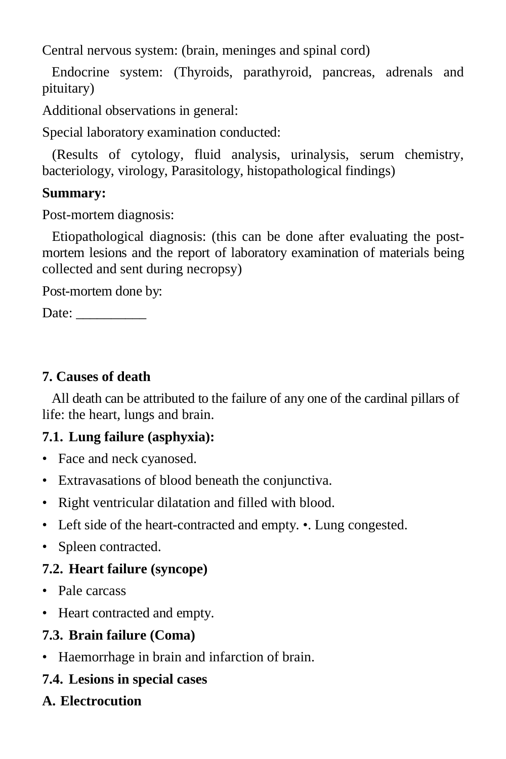Central nervous system: (brain, meninges and spinal cord)

Endocrine system: (Thyroids, parathyroid, pancreas, adrenals and pituitary)

Additional observations in general:

Special laboratory examination conducted:

(Results of cytology, fluid analysis, urinalysis, serum chemistry, bacteriology, virology, Parasitology, histopathological findings)

**Summary:**

Post-mortem diagnosis:

Etiopathological diagnosis: (this can be done after evaluating the post-mortem lesions and the report of laboratory examination of materials being collected and sent during necropsy)

Post-mortem done by:

Date: __________

## 7. Causes of death

All death can be attributed to the failure of any one of the cardinal pillars of life: the heart, lungs and brain.

### 7.1. Lung failure (asphyxia):

- Face and neck cyanosed.
- Extravasations of blood beneath the conjunctiva.
- Right ventricular dilatation and filled with blood.
- Left side of the heart-contracted and empty. •. Lung congested.
- Spleen contracted.

### 7.2. Heart failure (syncope)

- Pale carcass
- Heart contracted and empty.

### 7.3. Brain failure (Coma)

- Haemorrhage in brain and infarction of brain.

### 7.4. Lesions in special cases

**A. Electrocution**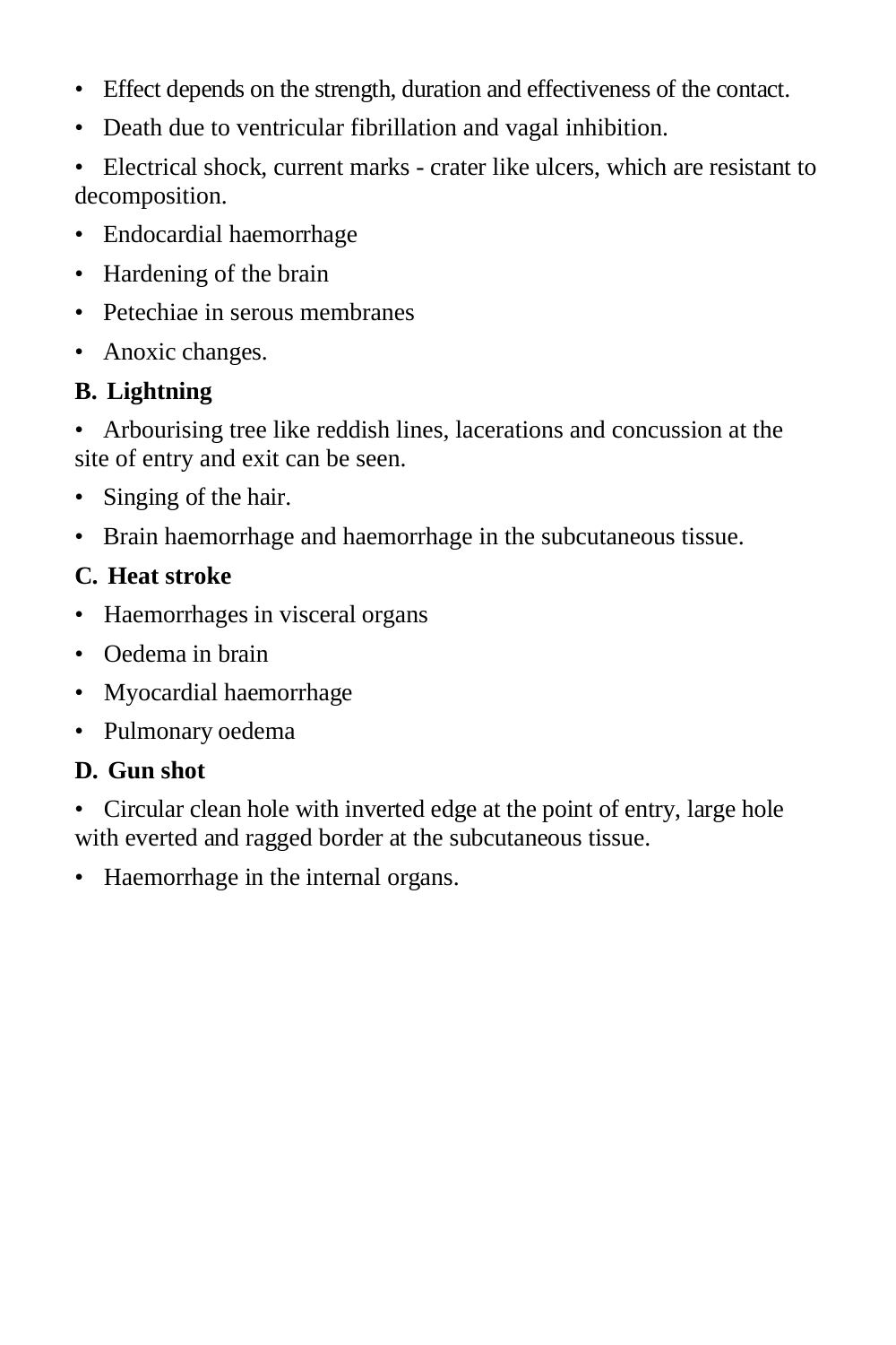- Effect depends on the strength, duration and effectiveness of the contact.
- Death due to ventricular fibrillation and vagal inhibition.
- Electrical shock, current marks - crater like ulcers, which are resistant to decomposition.
- Endocardial haemorrhage
- Hardening of the brain
- Petechiae in serous membranes
- Anoxic changes.

**B. Lightning**

- Arbourising tree like reddish lines, lacerations and concussion at the site of entry and exit can be seen.
- Singing of the hair.
- Brain haemorrhage and haemorrhage in the subcutaneous tissue.

**C. Heat stroke**

- Haemorrhages in visceral organs
- Oedema in brain
- Myocardial haemorrhage
- Pulmonary oedema

**D. Gun shot**

- Circular clean hole with inverted edge at the point of entry, large hole with everted and ragged border at the subcutaneous tissue.
- Haemorrhage in the internal organs.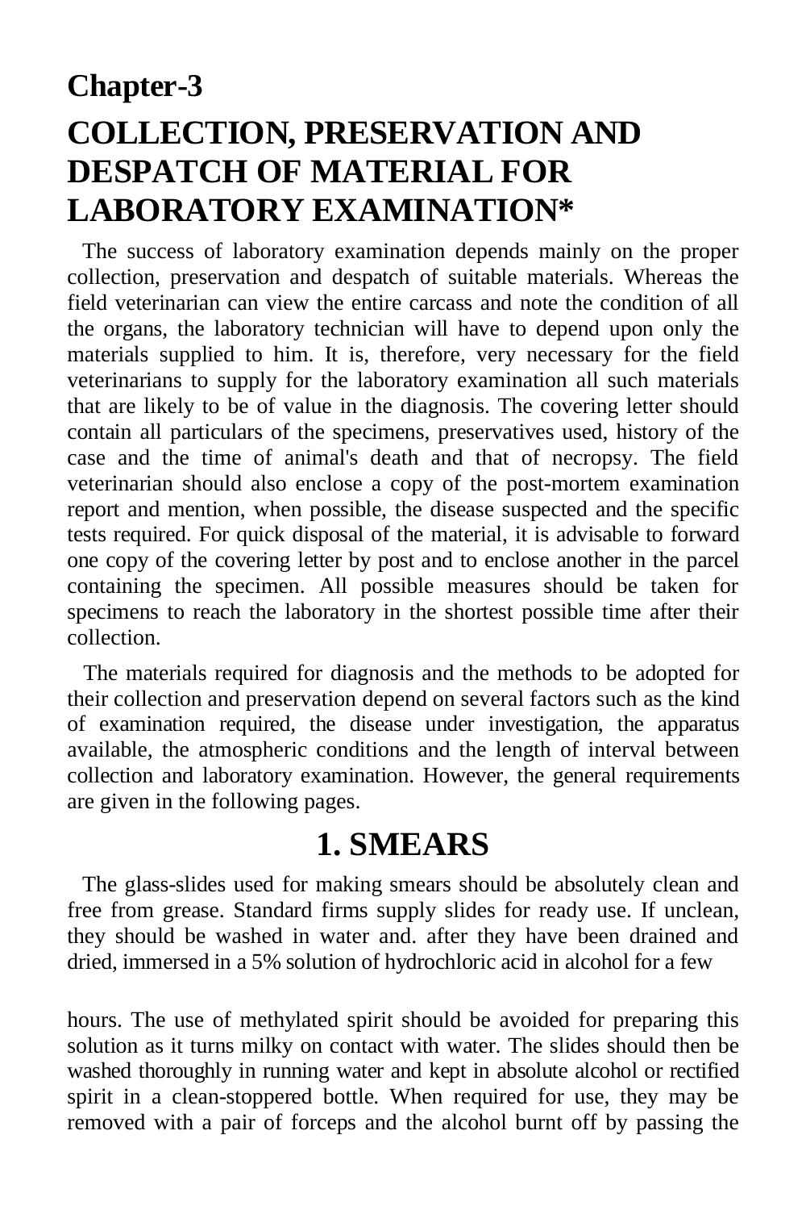# Chapter-3

# COLLECTION, PRESERVATION AND DESPATCH OF MATERIAL FOR LABORATORY EXAMINATION*

The success of laboratory examination depends mainly on the proper collection, preservation and despatch of suitable materials. Whereas the field veterinarian can view the entire carcass and note the condition of all the organs, the laboratory technician will have to depend upon only the materials supplied to him. It is, therefore, very necessary for the field veterinarians to supply for the laboratory examination all such materials that are likely to be of value in the diagnosis. The covering letter should contain all particulars of the specimens, preservatives used, history of the case and the time of animal's death and that of necropsy. The field veterinarian should also enclose a copy of the post-mortem examination report and mention, when possible, the disease suspected and the specific tests required. For quick disposal of the material, it is advisable to forward one copy of the covering letter by post and to enclose another in the parcel containing the specimen. All possible measures should be taken for specimens to reach the laboratory in the shortest possible time after their collection.

The materials required for diagnosis and the methods to be adopted for their collection and preservation depend on several factors such as the kind of examination required, the disease under investigation, the apparatus available, the atmospheric conditions and the length of interval between collection and laboratory examination. However, the general requirements are given in the following pages.

## 1. SMEARS

The glass-slides used for making smears should be absolutely clean and free from grease. Standard firms supply slides for ready use. If unclean, they should be washed in water and. after they have been drained and dried, immersed in a 5% solution of hydrochloric acid in alcohol for a few hours. The use of methylated spirit should be avoided for preparing this solution as it turns milky on contact with water. The slides should then be washed thoroughly in running water and kept in absolute alcohol or rectified spirit in a clean-stoppered bottle. When required for use, they may be removed with a pair of forceps and the alcohol burnt off by passing the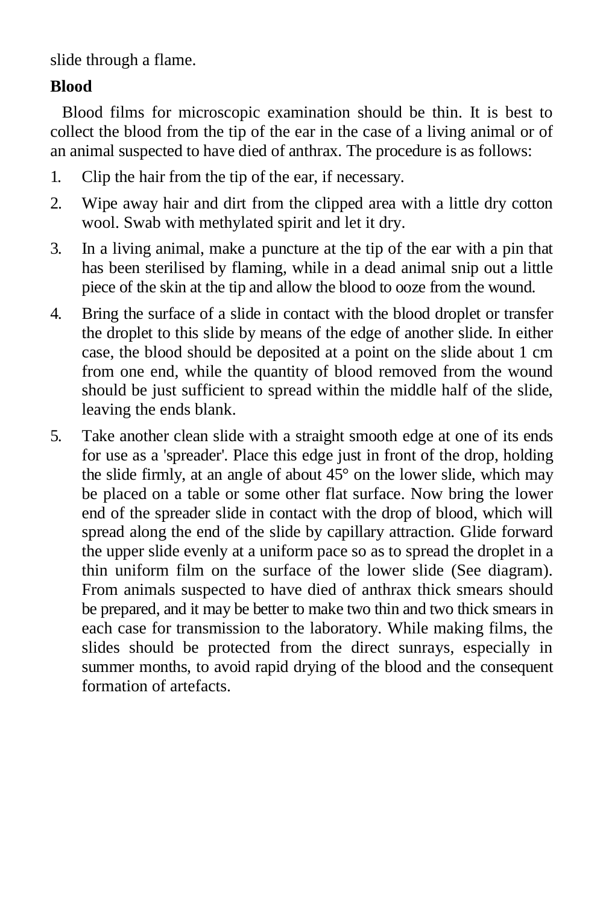slide through a flame.

**Blood**

Blood films for microscopic examination should be thin. It is best to collect the blood from the tip of the ear in the case of a living animal or of an animal suspected to have died of anthrax. The procedure is as follows:

1. Clip the hair from the tip of the ear, if necessary.
2. Wipe away hair and dirt from the clipped area with a little dry cotton wool. Swab with methylated spirit and let it dry.
3. In a living animal, make a puncture at the tip of the ear with a pin that has been sterilised by flaming, while in a dead animal snip out a little piece of the skin at the tip and allow the blood to ooze from the wound.
4. Bring the surface of a slide in contact with the blood droplet or transfer the droplet to this slide by means of the edge of another slide. In either case, the blood should be deposited at a point on the slide about 1 cm from one end, while the quantity of blood removed from the wound should be just sufficient to spread within the middle half of the slide, leaving the ends blank.
5. Take another clean slide with a straight smooth edge at one of its ends for use as a 'spreader'. Place this edge just in front of the drop, holding the slide firmly, at an angle of about 45° on the lower slide, which may be placed on a table or some other flat surface. Now bring the lower end of the spreader slide in contact with the drop of blood, which will spread along the end of the slide by capillary attraction. Glide forward the upper slide evenly at a uniform pace so as to spread the droplet in a thin uniform film on the surface of the lower slide (See diagram). From animals suspected to have died of anthrax thick smears should be prepared, and it may be better to make two thin and two thick smears in each case for transmission to the laboratory. While making films, the slides should be protected from the direct sunrays, especially in summer months, to avoid rapid drying of the blood and the consequent formation of artefacts.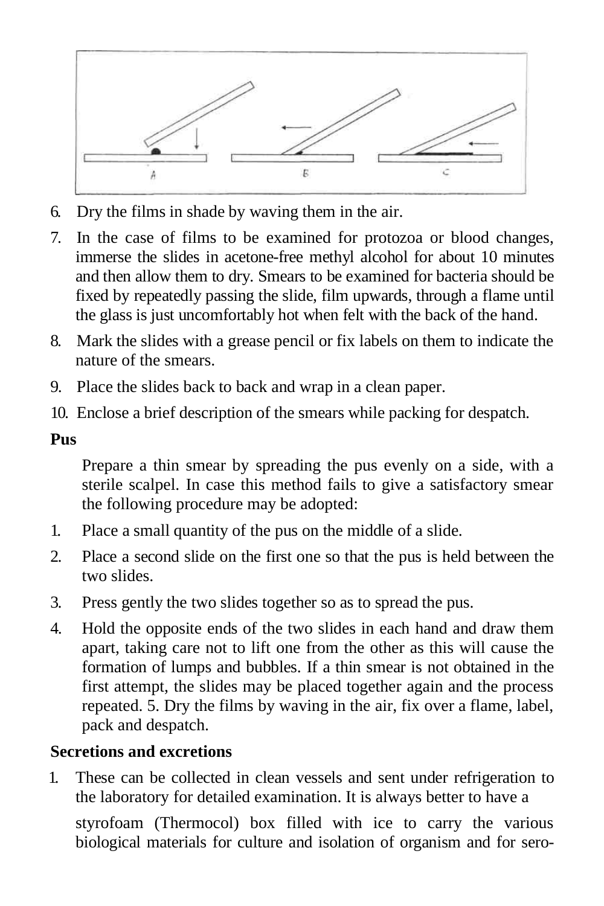6. Dry the films in shade by waving them in the air.
7. In the case of films to be examined for protozoa or blood changes, immerse the slides in acetone-free methyl alcohol for about 10 minutes and then allow them to dry. Smears to be examined for bacteria should be fixed by repeatedly passing the slide, film upwards, through a flame until the glass is just uncomfortably hot when felt with the back of the hand.
8. Mark the slides with a grease pencil or fix labels on them to indicate the nature of the smears.
9. Place the slides back to back and wrap in a clean paper.
10. Enclose a brief description of the smears while packing for despatch.

**Pus**

Prepare a thin smear by spreading the pus evenly on a side, with a sterile scalpel. In case this method fails to give a satisfactory smear the following procedure may be adopted:

1. Place a small quantity of the pus on the middle of a slide.
2. Place a second slide on the first one so that the pus is held between the two slides.
3. Press gently the two slides together so as to spread the pus.
4. Hold the opposite ends of the two slides in each hand and draw them apart, taking care not to lift one from the other as this will cause the formation of lumps and bubbles. If a thin smear is not obtained in the first attempt, the slides may be placed together again and the process repeated. 5. Dry the films by waving in the air, fix over a flame, label, pack and despatch.

**Secretions and excretions**

1. These can be collected in clean vessels and sent under refrigeration to the laboratory for detailed examination. It is always better to have a

   styrofoam (Thermocol) box filled with ice to carry the various biological materials for culture and isolation of organism and for sero-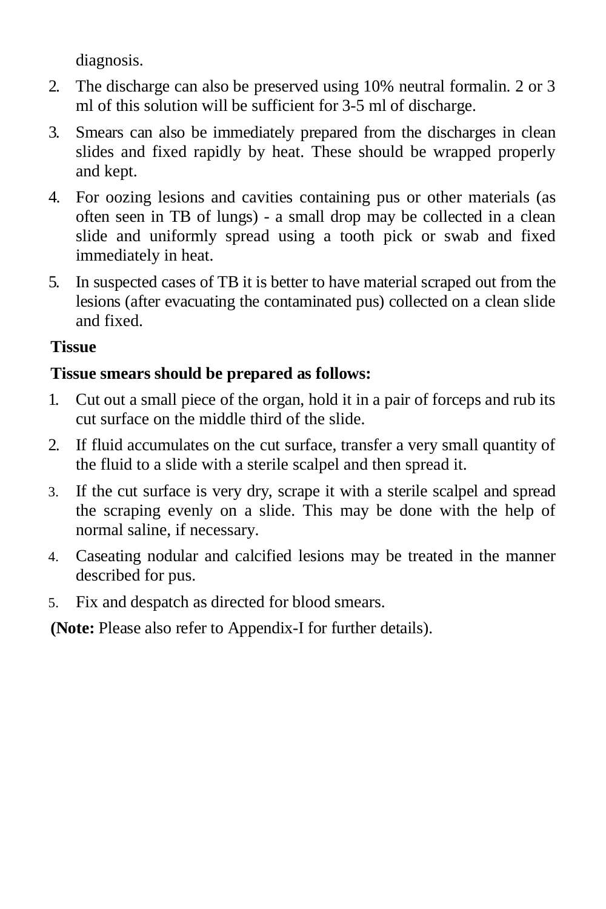diagnosis.

2. The discharge can also be preserved using 10% neutral formalin. 2 or 3 ml of this solution will be sufficient for 3-5 ml of discharge.
3. Smears can also be immediately prepared from the discharges in clean slides and fixed rapidly by heat. These should be wrapped properly and kept.
4. For oozing lesions and cavities containing pus or other materials (as often seen in TB of lungs) - a small drop may be collected in a clean slide and uniformly spread using a tooth pick or swab and fixed immediately in heat.
5. In suspected cases of TB it is better to have material scraped out from the lesions (after evacuating the contaminated pus) collected on a clean slide and fixed.

**Tissue**

**Tissue smears should be prepared as follows:**

1. Cut out a small piece of the organ, hold it in a pair of forceps and rub its cut surface on the middle third of the slide.
2. If fluid accumulates on the cut surface, transfer a very small quantity of the fluid to a slide with a sterile scalpel and then spread it.
3. If the cut surface is very dry, scrape it with a sterile scalpel and spread the scraping evenly on a slide. This may be done with the help of normal saline, if necessary.
4. Caseating nodular and calcified lesions may be treated in the manner described for pus.
5. Fix and despatch as directed for blood smears.

**(Note:** Please also refer to Appendix-I for further details).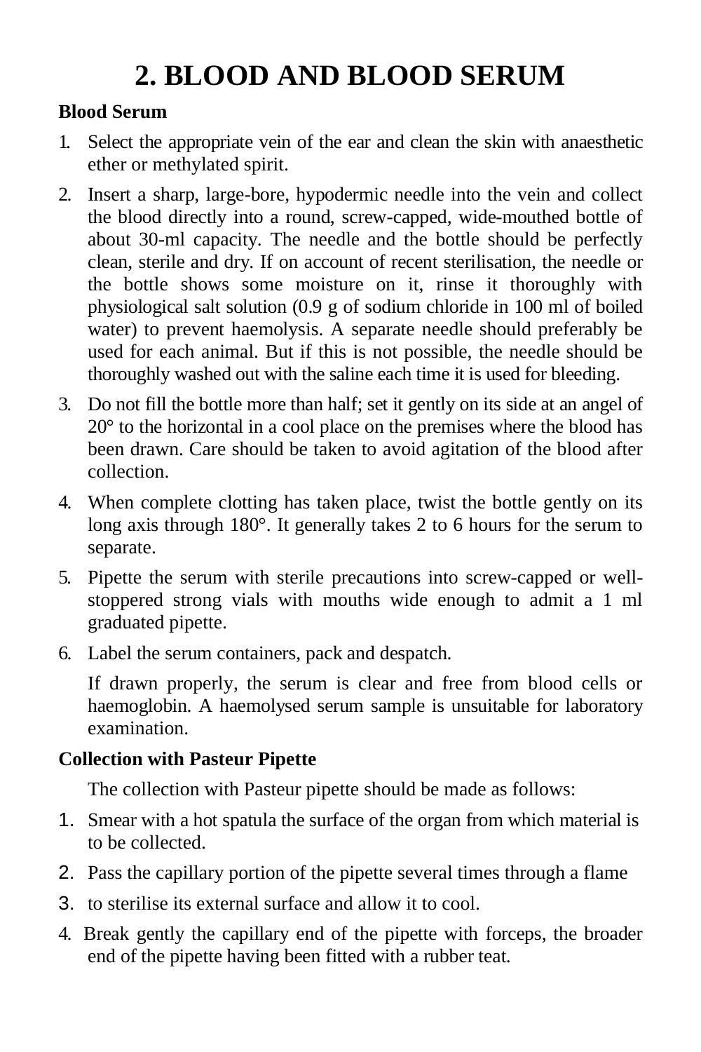# 2. BLOOD AND BLOOD SERUM

### Blood Serum

1. Select the appropriate vein of the ear and clean the skin with anaesthetic ether or methylated spirit.
2. Insert a sharp, large-bore, hypodermic needle into the vein and collect the blood directly into a round, screw-capped, wide-mouthed bottle of about 30-ml capacity. The needle and the bottle should be perfectly clean, sterile and dry. If on account of recent sterilisation, the needle or the bottle shows some moisture on it, rinse it thoroughly with physiological salt solution (0.9 g of sodium chloride in 100 ml of boiled water) to prevent haemolysis. A separate needle should preferably be used for each animal. But if this is not possible, the needle should be thoroughly washed out with the saline each time it is used for bleeding.
3. Do not fill the bottle more than half; set it gently on its side at an angel of 20° to the horizontal in a cool place on the premises where the blood has been drawn. Care should be taken to avoid agitation of the blood after collection.
4. When complete clotting has taken place, twist the bottle gently on its long axis through 180°. It generally takes 2 to 6 hours for the serum to separate.
5. Pipette the serum with sterile precautions into screw-capped or well-stoppered strong vials with mouths wide enough to admit a 1 ml graduated pipette.
6. Label the serum containers, pack and despatch.

   If drawn properly, the serum is clear and free from blood cells or haemoglobin. A haemolysed serum sample is unsuitable for laboratory examination.

### Collection with Pasteur Pipette

The collection with Pasteur pipette should be made as follows:

1. Smear with a hot spatula the surface of the organ from which material is to be collected.
2. Pass the capillary portion of the pipette several times through a flame
3. to sterilise its external surface and allow it to cool.
4. Break gently the capillary end of the pipette with forceps, the broader end of the pipette having been fitted with a rubber teat.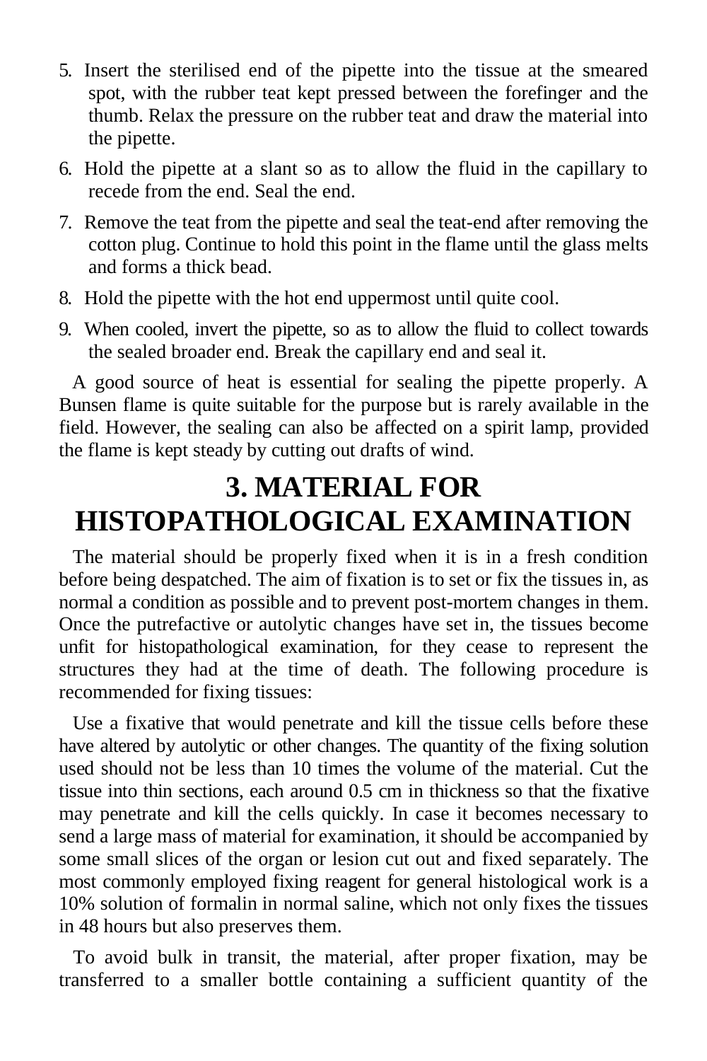5. Insert the sterilised end of the pipette into the tissue at the smeared spot, with the rubber teat kept pressed between the forefinger and the thumb. Relax the pressure on the rubber teat and draw the material into the pipette.
6. Hold the pipette at a slant so as to allow the fluid in the capillary to recede from the end. Seal the end.
7. Remove the teat from the pipette and seal the teat-end after removing the cotton plug. Continue to hold this point in the flame until the glass melts and forms a thick bead.
8. Hold the pipette with the hot end uppermost until quite cool.
9. When cooled, invert the pipette, so as to allow the fluid to collect towards the sealed broader end. Break the capillary end and seal it.

A good source of heat is essential for sealing the pipette properly. A Bunsen flame is quite suitable for the purpose but is rarely available in the field. However, the sealing can also be affected on a spirit lamp, provided the flame is kept steady by cutting out drafts of wind.

# 3. MATERIAL FOR HISTOPATHOLOGICAL EXAMINATION

The material should be properly fixed when it is in a fresh condition before being despatched. The aim of fixation is to set or fix the tissues in, as normal a condition as possible and to prevent post-mortem changes in them. Once the putrefactive or autolytic changes have set in, the tissues become unfit for histopathological examination, for they cease to represent the structures they had at the time of death. The following procedure is recommended for fixing tissues:

Use a fixative that would penetrate and kill the tissue cells before these have altered by autolytic or other changes. The quantity of the fixing solution used should not be less than 10 times the volume of the material. Cut the tissue into thin sections, each around 0.5 cm in thickness so that the fixative may penetrate and kill the cells quickly. In case it becomes necessary to send a large mass of material for examination, it should be accompanied by some small slices of the organ or lesion cut out and fixed separately. The most commonly employed fixing reagent for general histological work is a 10% solution of formalin in normal saline, which not only fixes the tissues in 48 hours but also preserves them.

To avoid bulk in transit, the material, after proper fixation, may be transferred to a smaller bottle containing a sufficient quantity of the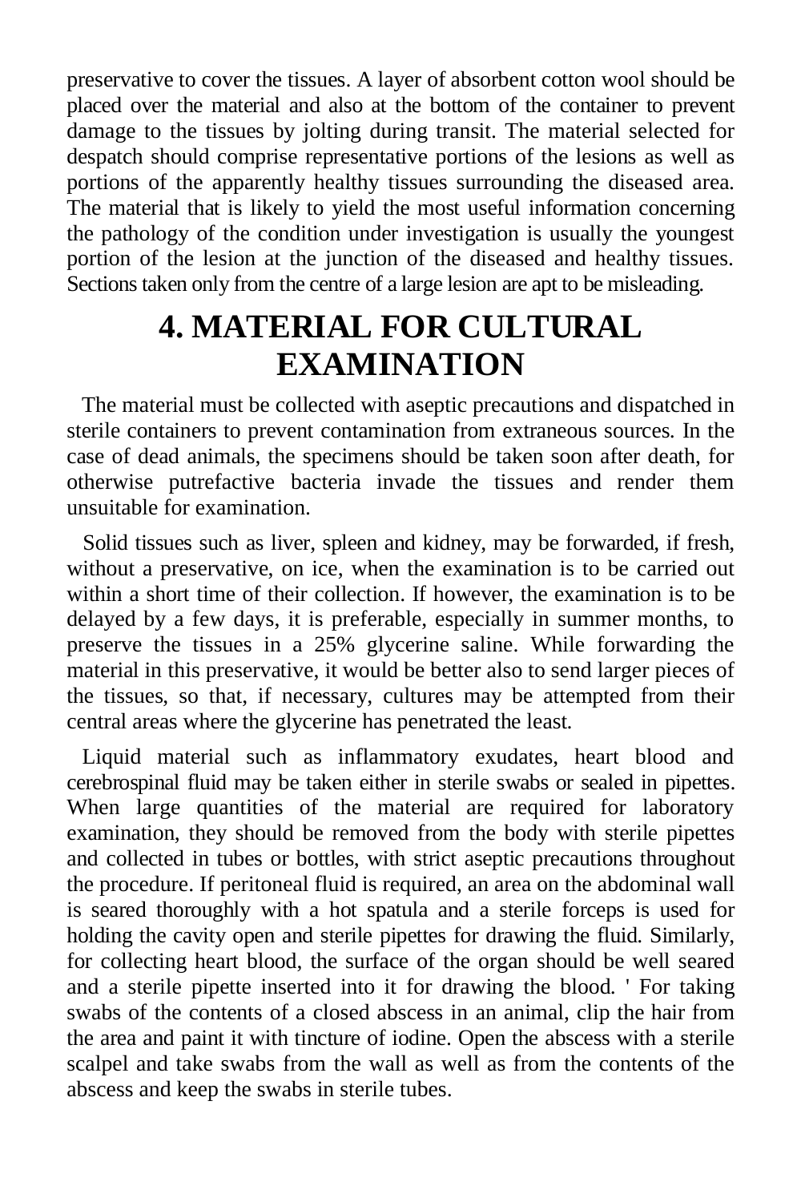preservative to cover the tissues. A layer of absorbent cotton wool should be placed over the material and also at the bottom of the container to prevent damage to the tissues by jolting during transit. The material selected for despatch should comprise representative portions of the lesions as well as portions of the apparently healthy tissues surrounding the diseased area. The material that is likely to yield the most useful information concerning the pathology of the condition under investigation is usually the youngest portion of the lesion at the junction of the diseased and healthy tissues. Sections taken only from the centre of a large lesion are apt to be misleading.

# 4. MATERIAL FOR CULTURAL EXAMINATION

The material must be collected with aseptic precautions and dispatched in sterile containers to prevent contamination from extraneous sources. In the case of dead animals, the specimens should be taken soon after death, for otherwise putrefactive bacteria invade the tissues and render them unsuitable for examination.

Solid tissues such as liver, spleen and kidney, may be forwarded, if fresh, without a preservative, on ice, when the examination is to be carried out within a short time of their collection. If however, the examination is to be delayed by a few days, it is preferable, especially in summer months, to preserve the tissues in a 25% glycerine saline. While forwarding the material in this preservative, it would be better also to send larger pieces of the tissues, so that, if necessary, cultures may be attempted from their central areas where the glycerine has penetrated the least.

Liquid material such as inflammatory exudates, heart blood and cerebrospinal fluid may be taken either in sterile swabs or sealed in pipettes. When large quantities of the material are required for laboratory examination, they should be removed from the body with sterile pipettes and collected in tubes or bottles, with strict aseptic precautions throughout the procedure. If peritoneal fluid is required, an area on the abdominal wall is seared thoroughly with a hot spatula and a sterile forceps is used for holding the cavity open and sterile pipettes for drawing the fluid. Similarly, for collecting heart blood, the surface of the organ should be well seared and a sterile pipette inserted into it for drawing the blood. ' For taking swabs of the contents of a closed abscess in an animal, clip the hair from the area and paint it with tincture of iodine. Open the abscess with a sterile scalpel and take swabs from the wall as well as from the contents of the abscess and keep the swabs in sterile tubes.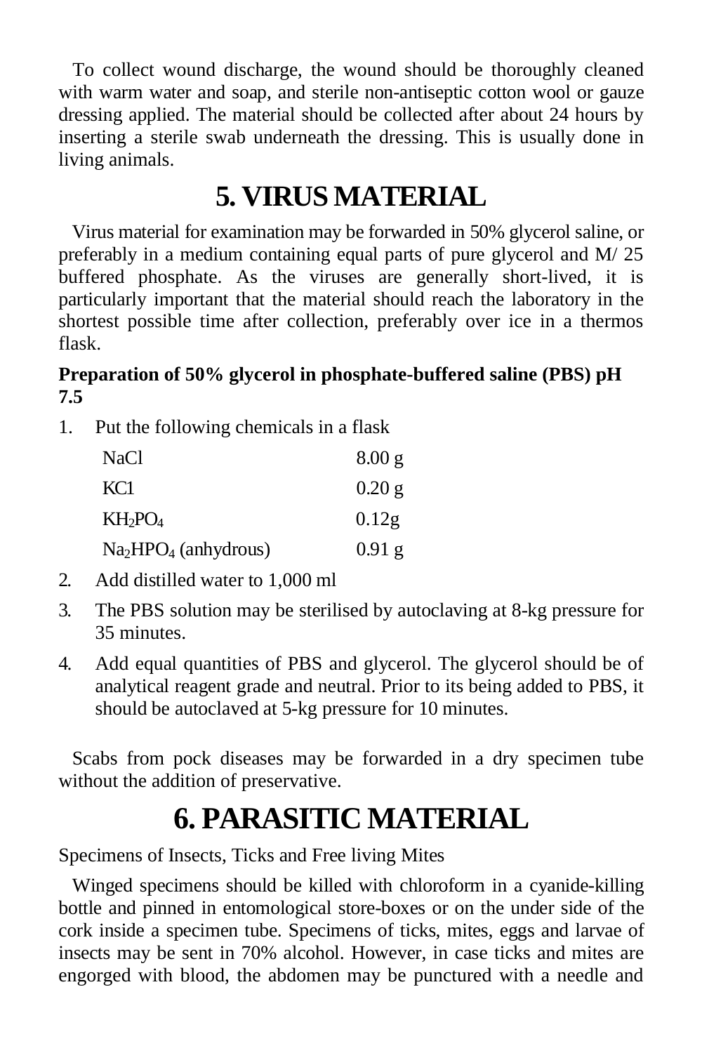To collect wound discharge, the wound should be thoroughly cleaned with warm water and soap, and sterile non-antiseptic cotton wool or gauze dressing applied. The material should be collected after about 24 hours by inserting a sterile swab underneath the dressing. This is usually done in living animals.

# 5. VIRUS MATERIAL

Virus material for examination may be forwarded in 50% glycerol saline, or preferably in a medium containing equal parts of pure glycerol and M/ 25 buffered phosphate. As the viruses are generally short-lived, it is particularly important that the material should reach the laboratory in the shortest possible time after collection, preferably over ice in a thermos flask.

**Preparation of 50% glycerol in phosphate-buffered saline (PBS) pH 7.5**

1. Put the following chemicals in a flask

| | |
|---|---|
| NaCl | 8.00 g |
| KC1 | 0.20 g |
| $KH_2PO_4$ | 0.12g |
| $Na_2HPO_4$ (anhydrous) | 0.91 g |

2. Add distilled water to 1,000 ml
3. The PBS solution may be sterilised by autoclaving at 8-kg pressure for 35 minutes.
4. Add equal quantities of PBS and glycerol. The glycerol should be of analytical reagent grade and neutral. Prior to its being added to PBS, it should be autoclaved at 5-kg pressure for 10 minutes.

Scabs from pock diseases may be forwarded in a dry specimen tube without the addition of preservative.

# 6. PARASITIC MATERIAL

Specimens of Insects, Ticks and Free living Mites

Winged specimens should be killed with chloroform in a cyanide-killing bottle and pinned in entomological store-boxes or on the under side of the cork inside a specimen tube. Specimens of ticks, mites, eggs and larvae of insects may be sent in 70% alcohol. However, in case ticks and mites are engorged with blood, the abdomen may be punctured with a needle and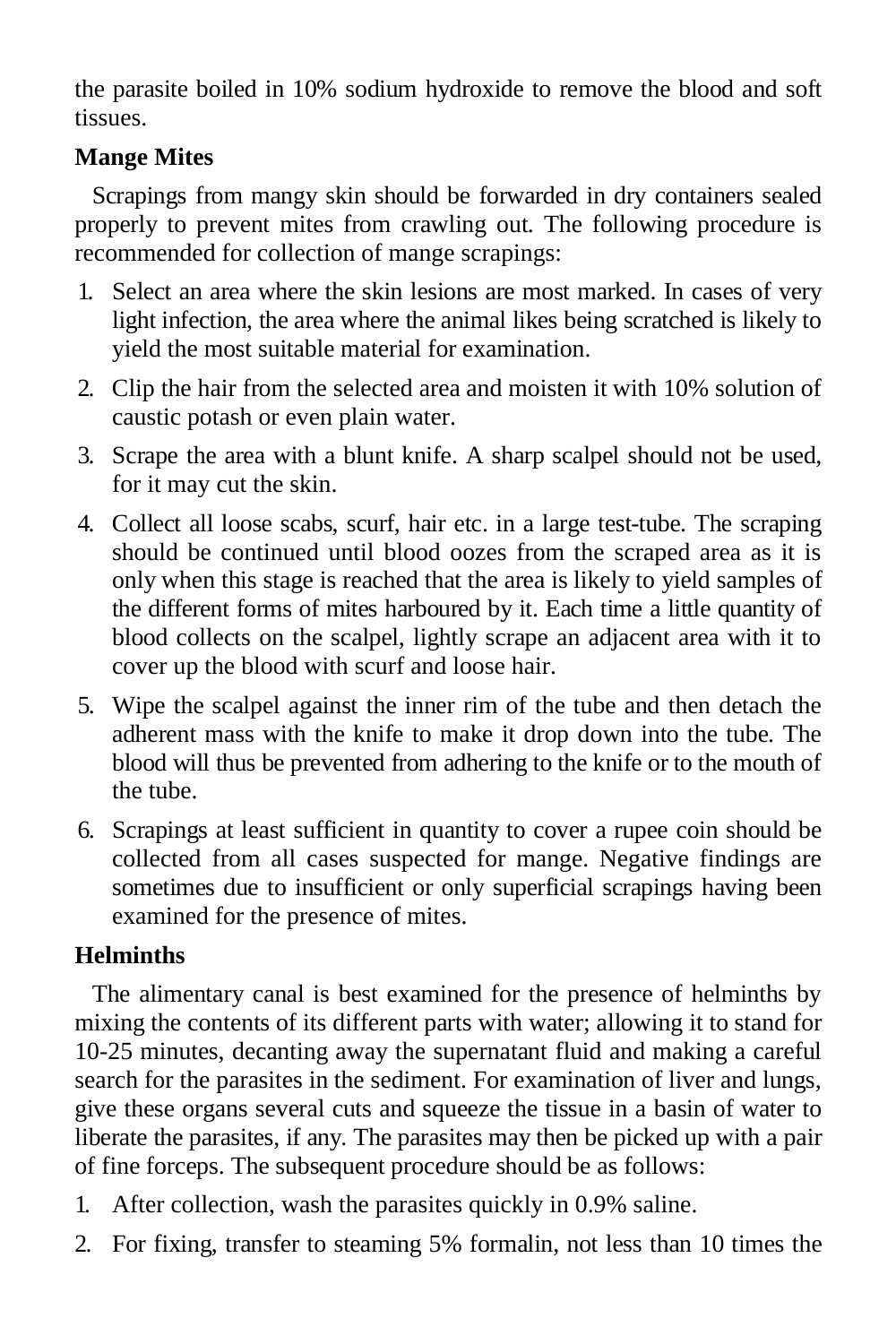the parasite boiled in 10% sodium hydroxide to remove the blood and soft tissues.

### Mange Mites

Scrapings from mangy skin should be forwarded in dry containers sealed properly to prevent mites from crawling out. The following procedure is recommended for collection of mange scrapings:

1. Select an area where the skin lesions are most marked. In cases of very light infection, the area where the animal likes being scratched is likely to yield the most suitable material for examination.
2. Clip the hair from the selected area and moisten it with 10% solution of caustic potash or even plain water.
3. Scrape the area with a blunt knife. A sharp scalpel should not be used, for it may cut the skin.
4. Collect all loose scabs, scurf, hair etc. in a large test-tube. The scraping should be continued until blood oozes from the scraped area as it is only when this stage is reached that the area is likely to yield samples of the different forms of mites harboured by it. Each time a little quantity of blood collects on the scalpel, lightly scrape an adjacent area with it to cover up the blood with scurf and loose hair.
5. Wipe the scalpel against the inner rim of the tube and then detach the adherent mass with the knife to make it drop down into the tube. The blood will thus be prevented from adhering to the knife or to the mouth of the tube.
6. Scrapings at least sufficient in quantity to cover a rupee coin should be collected from all cases suspected for mange. Negative findings are sometimes due to insufficient or only superficial scrapings having been examined for the presence of mites.

### Helminths

The alimentary canal is best examined for the presence of helminths by mixing the contents of its different parts with water; allowing it to stand for 10-25 minutes, decanting away the supernatant fluid and making a careful search for the parasites in the sediment. For examination of liver and lungs, give these organs several cuts and squeeze the tissue in a basin of water to liberate the parasites, if any. The parasites may then be picked up with a pair of fine forceps. The subsequent procedure should be as follows:

1. After collection, wash the parasites quickly in 0.9% saline.
2. For fixing, transfer to steaming 5% formalin, not less than 10 times the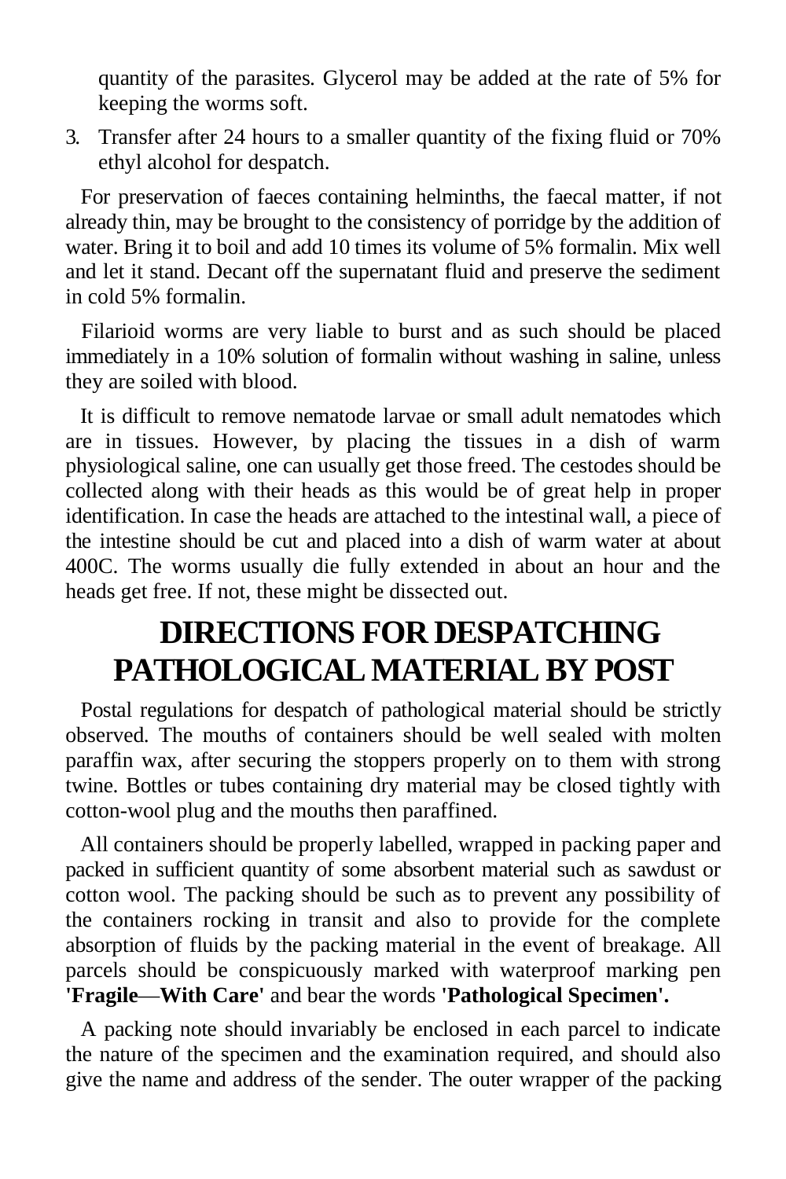quantity of the parasites. Glycerol may be added at the rate of 5% for keeping the worms soft.

3. Transfer after 24 hours to a smaller quantity of the fixing fluid or 70% ethyl alcohol for despatch.

For preservation of faeces containing helminths, the faecal matter, if not already thin, may be brought to the consistency of porridge by the addition of water. Bring it to boil and add 10 times its volume of 5% formalin. Mix well and let it stand. Decant off the supernatant fluid and preserve the sediment in cold 5% formalin.

Filarioid worms are very liable to burst and as such should be placed immediately in a 10% solution of formalin without washing in saline, unless they are soiled with blood.

It is difficult to remove nematode larvae or small adult nematodes which are in tissues. However, by placing the tissues in a dish of warm physiological saline, one can usually get those freed. The cestodes should be collected along with their heads as this would be of great help in proper identification. In case the heads are attached to the intestinal wall, a piece of the intestine should be cut and placed into a dish of warm water at about 400C. The worms usually die fully extended in about an hour and the heads get free. If not, these might be dissected out.

# DIRECTIONS FOR DESPATCHING PATHOLOGICAL MATERIAL BY POST

Postal regulations for despatch of pathological material should be strictly observed. The mouths of containers should be well sealed with molten paraffin wax, after securing the stoppers properly on to them with strong twine. Bottles or tubes containing dry material may be closed tightly with cotton-wool plug and the mouths then paraffined.

All containers should be properly labelled, wrapped in packing paper and packed in sufficient quantity of some absorbent material such as sawdust or cotton wool. The packing should be such as to prevent any possibility of the containers rocking in transit and also to provide for the complete absorption of fluids by the packing material in the event of breakage. All parcels should be conspicuously marked with waterproof marking pen **'Fragile—With Care'** and bear the words **'Pathological Specimen'.**

A packing note should invariably be enclosed in each parcel to indicate the nature of the specimen and the examination required, and should also give the name and address of the sender. The outer wrapper of the packing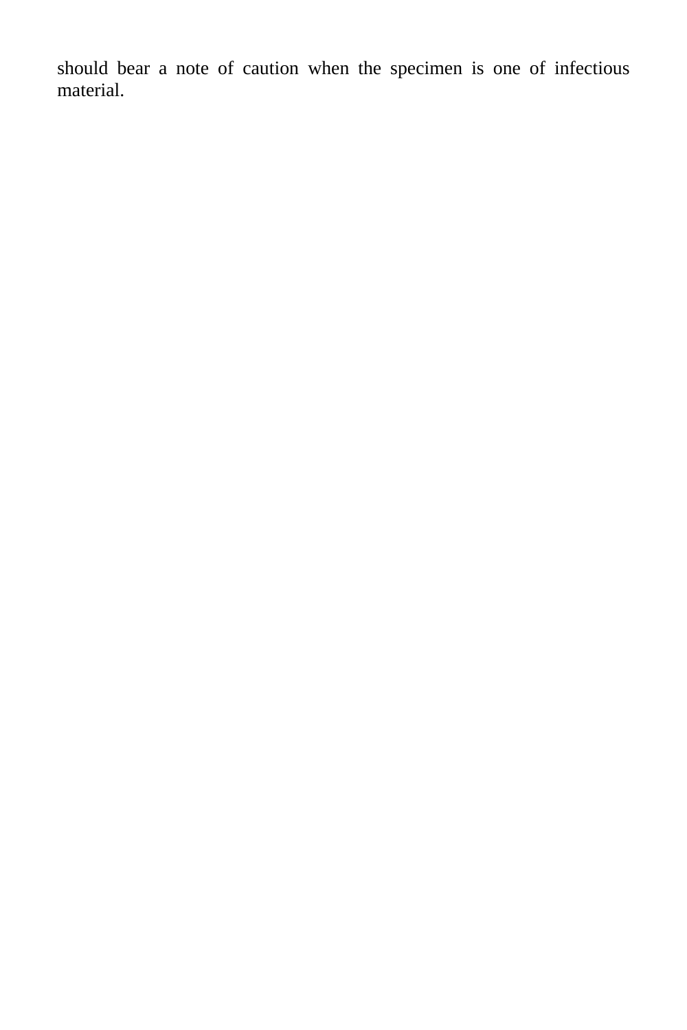should bear a note of caution when the specimen is one of infectious material.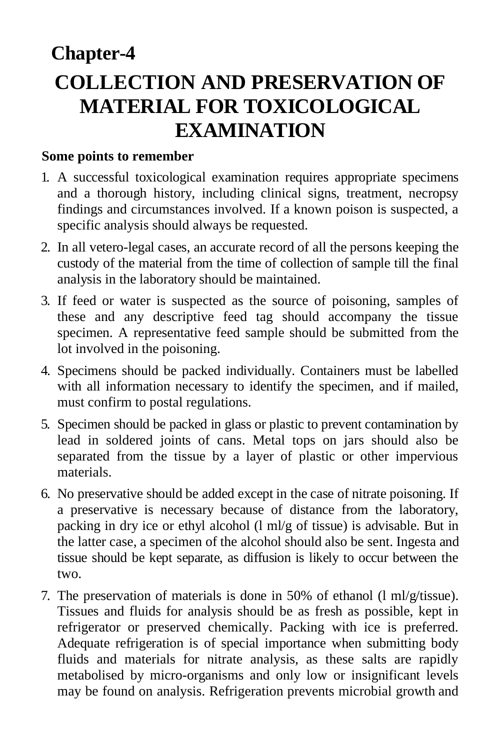# Chapter-4

# COLLECTION AND PRESERVATION OF MATERIAL FOR TOXICOLOGICAL EXAMINATION

**Some points to remember**

1. A successful toxicological examination requires appropriate specimens and a thorough history, including clinical signs, treatment, necropsy findings and circumstances involved. If a known poison is suspected, a specific analysis should always be requested.
2. In all vetero-legal cases, an accurate record of all the persons keeping the custody of the material from the time of collection of sample till the final analysis in the laboratory should be maintained.
3. If feed or water is suspected as the source of poisoning, samples of these and any descriptive feed tag should accompany the tissue specimen. A representative feed sample should be submitted from the lot involved in the poisoning.
4. Specimens should be packed individually. Containers must be labelled with all information necessary to identify the specimen, and if mailed, must confirm to postal regulations.
5. Specimen should be packed in glass or plastic to prevent contamination by lead in soldered joints of cans. Metal tops on jars should also be separated from the tissue by a layer of plastic or other impervious materials.
6. No preservative should be added except in the case of nitrate poisoning. If a preservative is necessary because of distance from the laboratory, packing in dry ice or ethyl alcohol (l ml/g of tissue) is advisable. But in the latter case, a specimen of the alcohol should also be sent. Ingesta and tissue should be kept separate, as diffusion is likely to occur between the two.
7. The preservation of materials is done in 50% of ethanol (l ml/g/tissue). Tissues and fluids for analysis should be as fresh as possible, kept in refrigerator or preserved chemically. Packing with ice is preferred. Adequate refrigeration is of special importance when submitting body fluids and materials for nitrate analysis, as these salts are rapidly metabolised by micro-organisms and only low or insignificant levels may be found on analysis. Refrigeration prevents microbial growth and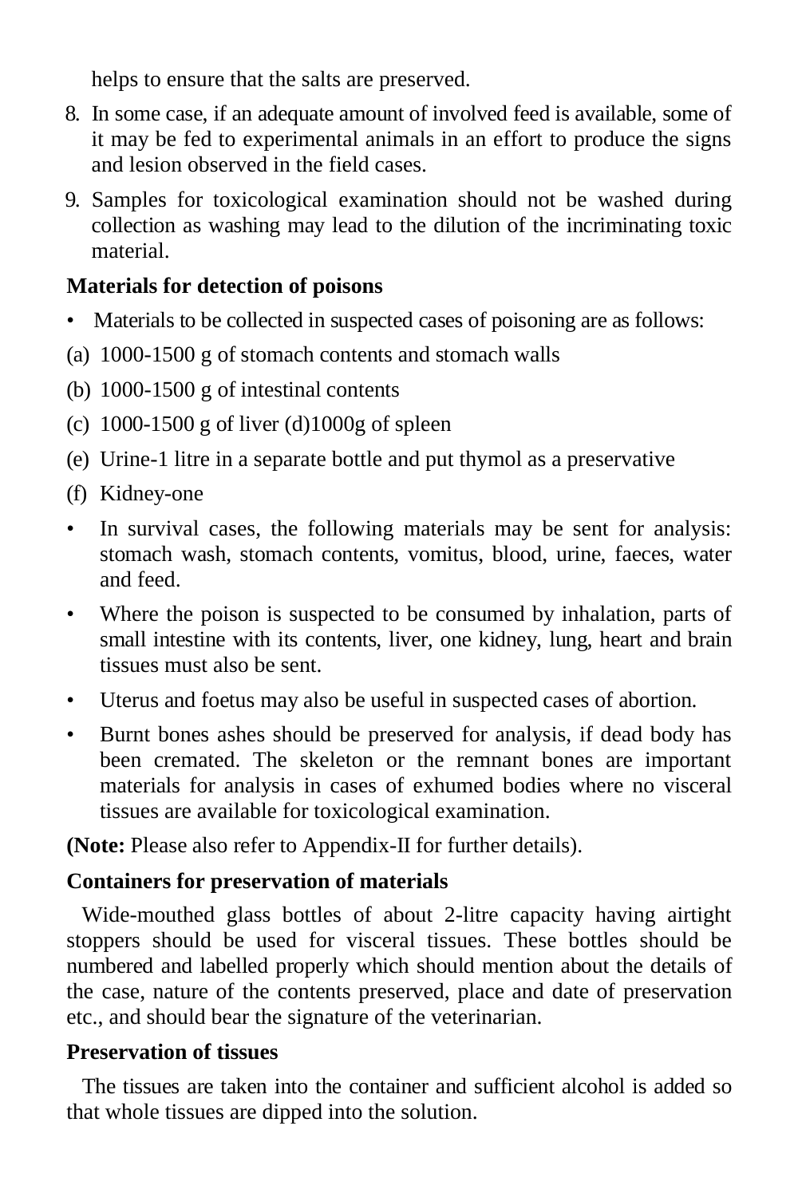helps to ensure that the salts are preserved.

8. In some case, if an adequate amount of involved feed is available, some of it may be fed to experimental animals in an effort to produce the signs and lesion observed in the field cases.
9. Samples for toxicological examination should not be washed during collection as washing may lead to the dilution of the incriminating toxic material.

**Materials for detection of poisons**

- Materials to be collected in suspected cases of poisoning are as follows:

(a) 1000-1500 g of stomach contents and stomach walls

(b) 1000-1500 g of intestinal contents

(c) 1000-1500 g of liver (d)1000g of spleen

(e) Urine-1 litre in a separate bottle and put thymol as a preservative

(f) Kidney-one

- In survival cases, the following materials may be sent for analysis: stomach wash, stomach contents, vomitus, blood, urine, faeces, water and feed.
- Where the poison is suspected to be consumed by inhalation, parts of small intestine with its contents, liver, one kidney, lung, heart and brain tissues must also be sent.
- Uterus and foetus may also be useful in suspected cases of abortion.
- Burnt bones ashes should be preserved for analysis, if dead body has been cremated. The skeleton or the remnant bones are important materials for analysis in cases of exhumed bodies where no visceral tissues are available for toxicological examination.

**(Note:** Please also refer to Appendix-II for further details).

**Containers for preservation of materials**

Wide-mouthed glass bottles of about 2-litre capacity having airtight stoppers should be used for visceral tissues. These bottles should be numbered and labelled properly which should mention about the details of the case, nature of the contents preserved, place and date of preservation etc., and should bear the signature of the veterinarian.

**Preservation of tissues**

The tissues are taken into the container and sufficient alcohol is added so that whole tissues are dipped into the solution.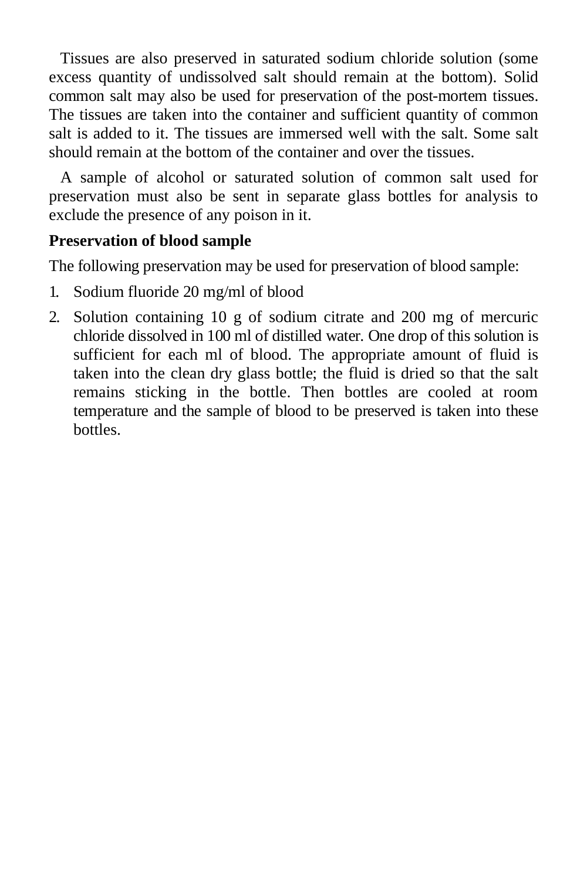Tissues are also preserved in saturated sodium chloride solution (some excess quantity of undissolved salt should remain at the bottom). Solid common salt may also be used for preservation of the post-mortem tissues. The tissues are taken into the container and sufficient quantity of common salt is added to it. The tissues are immersed well with the salt. Some salt should remain at the bottom of the container and over the tissues.

A sample of alcohol or saturated solution of common salt used for preservation must also be sent in separate glass bottles for analysis to exclude the presence of any poison in it.

**Preservation of blood sample**

The following preservation may be used for preservation of blood sample:

1. Sodium fluoride 20 mg/ml of blood
2. Solution containing 10 g of sodium citrate and 200 mg of mercuric chloride dissolved in 100 ml of distilled water. One drop of this solution is sufficient for each ml of blood. The appropriate amount of fluid is taken into the clean dry glass bottle; the fluid is dried so that the salt remains sticking in the bottle. Then bottles are cooled at room temperature and the sample of blood to be preserved is taken into these bottles.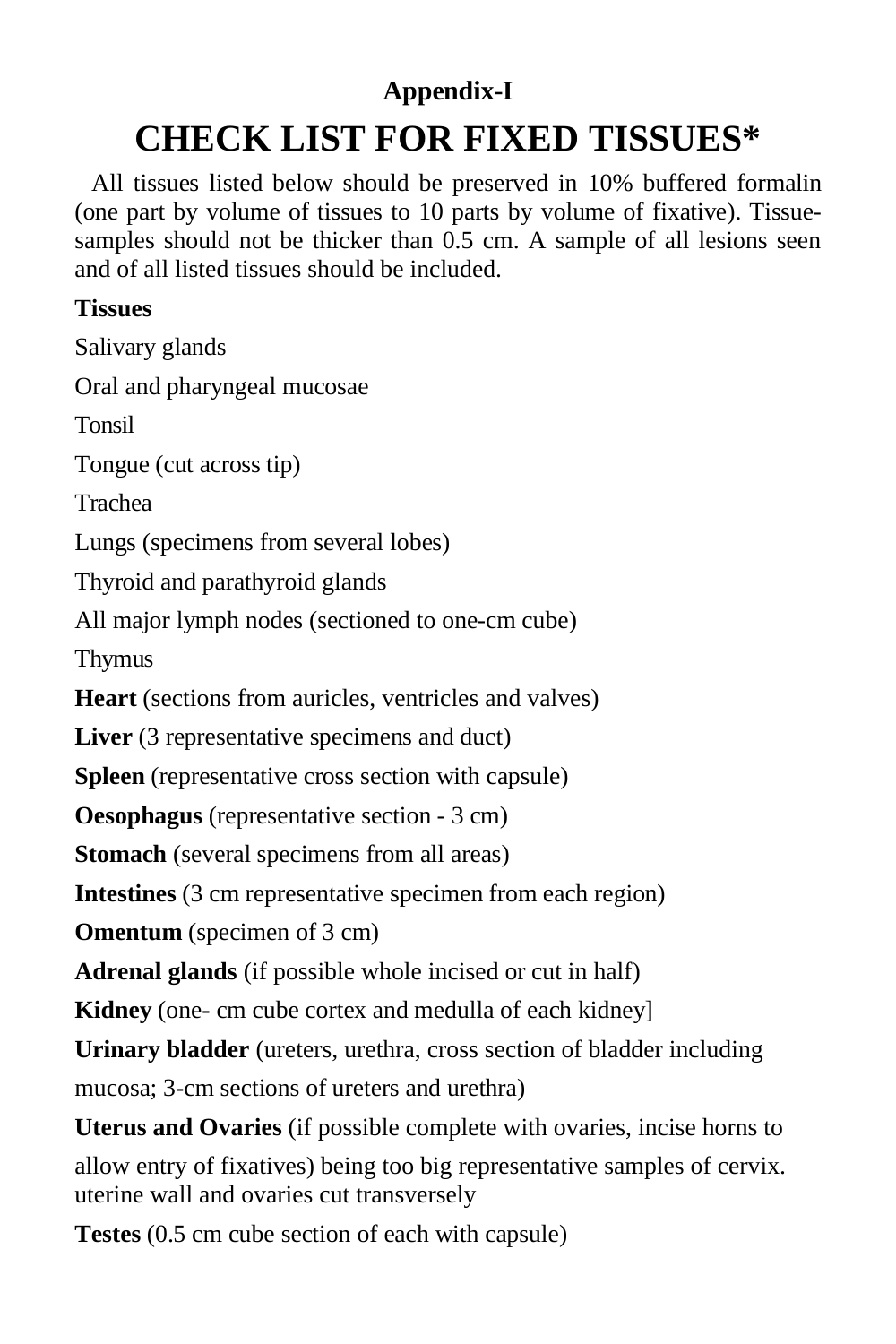**Appendix-I**

# CHECK LIST FOR FIXED TISSUES*

All tissues listed below should be preserved in 10% buffered formalin (one part by volume of tissues to 10 parts by volume of fixative). Tissue-samples should not be thicker than 0.5 cm. A sample of all lesions seen and of all listed tissues should be included.

**Tissues**

Salivary glands

Oral and pharyngeal mucosae

Tonsil

Tongue (cut across tip)

Trachea

Lungs (specimens from several lobes)

Thyroid and parathyroid glands

All major lymph nodes (sectioned to one-cm cube)

Thymus

**Heart** (sections from auricles, ventricles and valves)

**Liver** (3 representative specimens and duct)

**Spleen** (representative cross section with capsule)

**Oesophagus** (representative section - 3 cm)

**Stomach** (several specimens from all areas)

**Intestines** (3 cm representative specimen from each region)

**Omentum** (specimen of 3 cm)

**Adrenal glands** (if possible whole incised or cut in half)

**Kidney** (one- cm cube cortex and medulla of each kidney]

**Urinary bladder** (ureters, urethra, cross section of bladder including mucosa; 3-cm sections of ureters and urethra)

**Uterus and Ovaries** (if possible complete with ovaries, incise horns to allow entry of fixatives) being too big representative samples of cervix. uterine wall and ovaries cut transversely

**Testes** (0.5 cm cube section of each with capsule)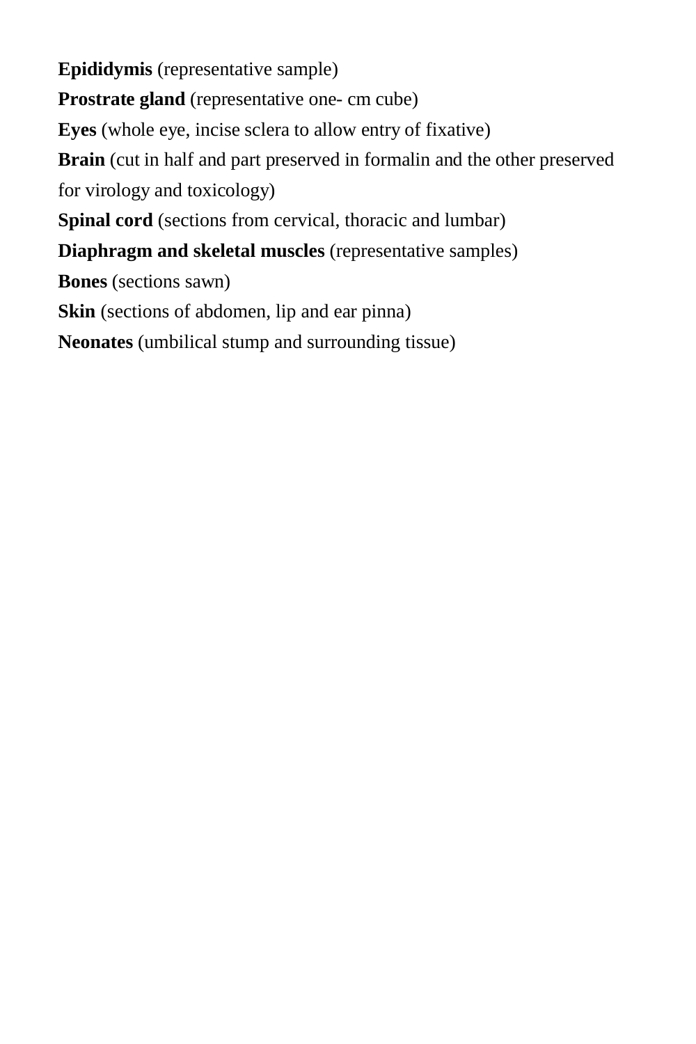**Epididymis** (representative sample)

**Prostrate gland** (representative one- cm cube)

**Eyes** (whole eye, incise sclera to allow entry of fixative)

**Brain** (cut in half and part preserved in formalin and the other preserved for virology and toxicology)

**Spinal cord** (sections from cervical, thoracic and lumbar)

**Diaphragm and skeletal muscles** (representative samples)

**Bones** (sections sawn)

**Skin** (sections of abdomen, lip and ear pinna)

**Neonates** (umbilical stump and surrounding tissue)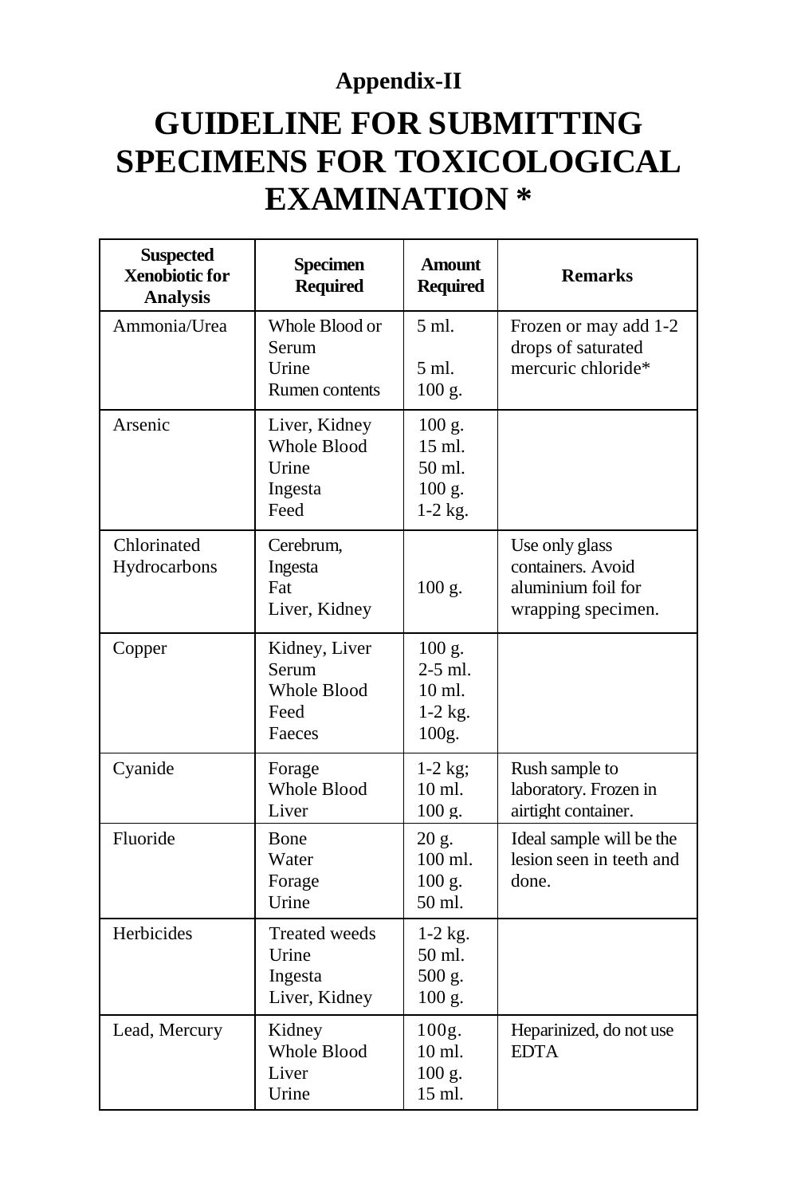**Appendix-II**

# GUIDELINE FOR SUBMITTING SPECIMENS FOR TOXICOLOGICAL EXAMINATION *

| Suspected Xenobiotic for Analysis | Specimen Required | Amount Required | Remarks |
|---|---|---|---|
| Ammonia/Urea | Whole Blood or Serum<br>Urine<br>Rumen contents | 5 ml.<br><br>5 ml.<br>100 g. | Frozen or may add 1-2 drops of saturated mercuric chloride* |
| Arsenic | Liver, Kidney<br>Whole Blood<br>Urine<br>Ingesta<br>Feed | 100 g.<br>15 ml.<br>50 ml.<br>100 g.<br>1-2 kg. | |
| Chlorinated Hydrocarbons | Cerebrum,<br>Ingesta<br>Fat<br>Liver, Kidney | 100 g. | Use only glass containers. Avoid aluminium foil for wrapping specimen. |
| Copper | Kidney, Liver<br>Serum<br>Whole Blood<br>Feed<br>Faeces | 100 g.<br>2-5 ml.<br>10 ml.<br>1-2 kg.<br>100g. | |
| Cyanide | Forage<br>Whole Blood<br>Liver | 1-2 kg;<br>10 ml.<br>100 g. | Rush sample to laboratory. Frozen in airtight container. |
| Fluoride | Bone<br>Water<br>Forage<br>Urine | 20 g.<br>100 ml.<br>100 g.<br>50 ml. | Ideal sample will be the lesion seen in teeth and done. |
| Herbicides | Treated weeds<br>Urine<br>Ingesta<br>Liver, Kidney | 1-2 kg.<br>50 ml.<br>500 g.<br>100 g. | |
| Lead, Mercury | Kidney<br>Whole Blood<br>Liver<br>Urine | 100g.<br>10 ml.<br>100 g.<br>15 ml. | Heparinized, do not use EDTA |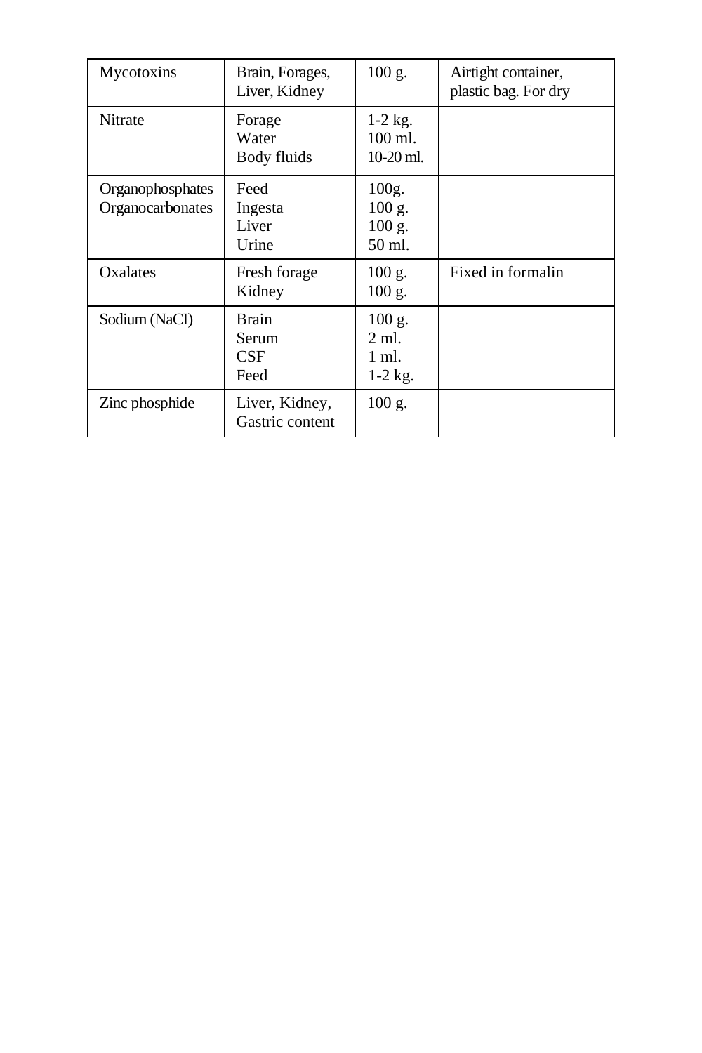| Mycotoxins | Brain, Forages, Liver, Kidney | 100 g. | Airtight container, plastic bag. For dry |
|---|---|---|---|
| Nitrate | Forage<br>Water<br>Body fluids | 1-2 kg.<br>100 ml.<br>10-20 ml. | |
| Organophosphates<br>Organocarbonates | Feed<br>Ingesta<br>Liver<br>Urine | 100g.<br>100 g.<br>100 g.<br>50 ml. | |
| Oxalates | Fresh forage<br>Kidney | 100 g.<br>100 g. | Fixed in formalin |
| Sodium (NaCI) | Brain<br>Serum<br>CSF<br>Feed | 100 g.<br>2 ml.<br>1 ml.<br>1-2 kg. | |
| Zinc phosphide | Liver, Kidney, Gastric content | 100 g. | |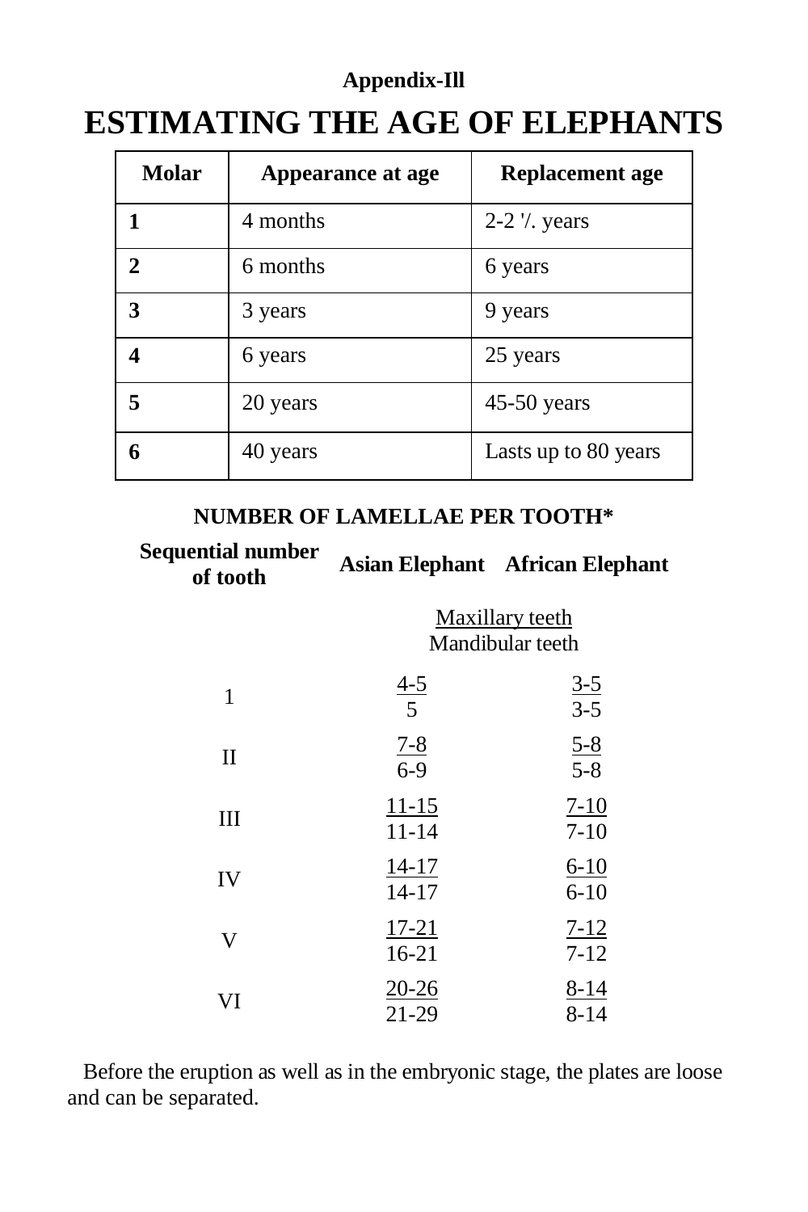**Appendix-Ill**

# ESTIMATING THE AGE OF ELEPHANTS

| Molar | Appearance at age | Replacement age |
|---|---|---|
| **1** | 4 months | 2-2 '/. years |
| **2** | 6 months | 6 years |
| **3** | 3 years | 9 years |
| **4** | 6 years | 25 years |
| **5** | 20 years | 45-50 years |
| **6** | 40 years | Lasts up to 80 years |

### NUMBER OF LAMELLAE PER TOOTH*

Maxillary teeth / Mandibular teeth

| Sequential number of tooth | Asian Elephant | African Elephant |
|---|---|---|
| 1 | 4-5 / 5 | 3-5 / 3-5 |
| II | 7-8 / 6-9 | 5-8 / 5-8 |
| III | 11-15 / 11-14 | 7-10 / 7-10 |
| IV | 14-17 / 14-17 | 6-10 / 6-10 |
| V | 17-21 / 16-21 | 7-12 / 7-12 |
| VI | 20-26 / 21-29 | 8-14 / 8-14 |

Before the eruption as well as in the embryonic stage, the plates are loose and can be separated.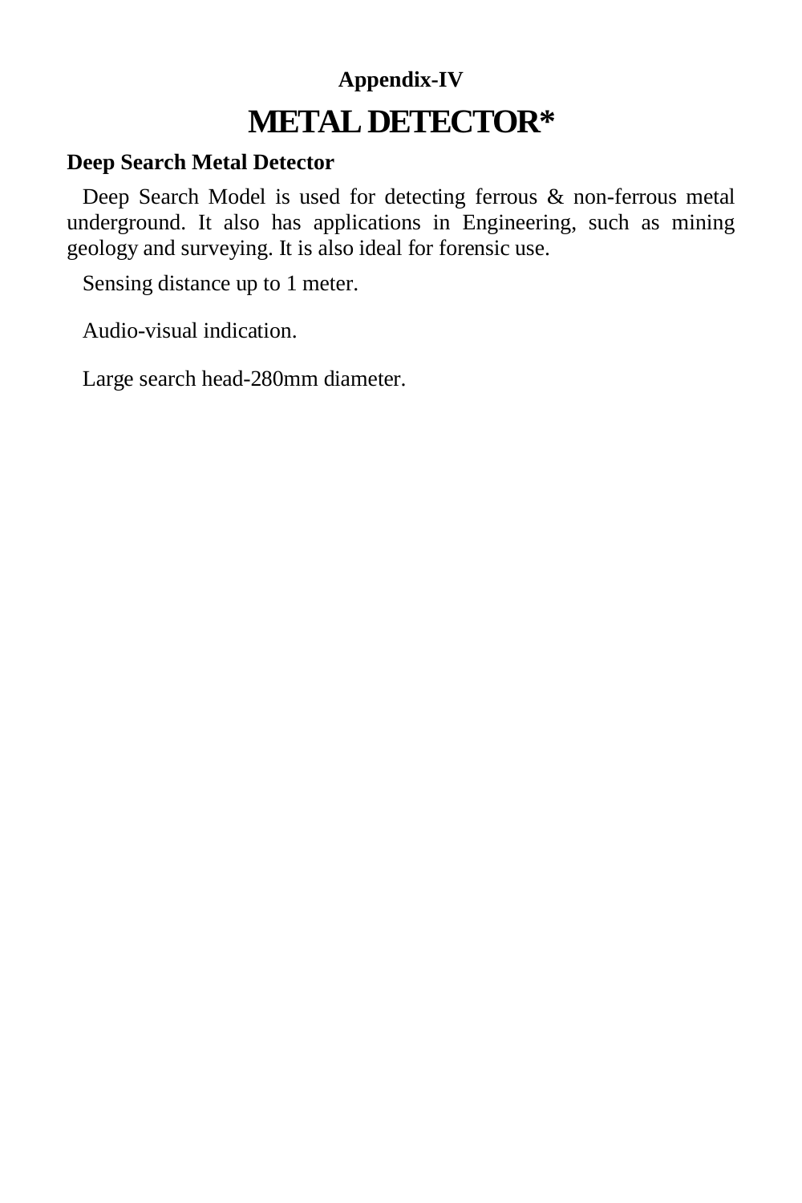**Appendix-IV**

# METAL DETECTOR*

**Deep Search Metal Detector**

Deep Search Model is used for detecting ferrous & non-ferrous metal underground. It also has applications in Engineering, such as mining geology and surveying. It is also ideal for forensic use.

Sensing distance up to 1 meter.

Audio-visual indication.

Large search head-280mm diameter.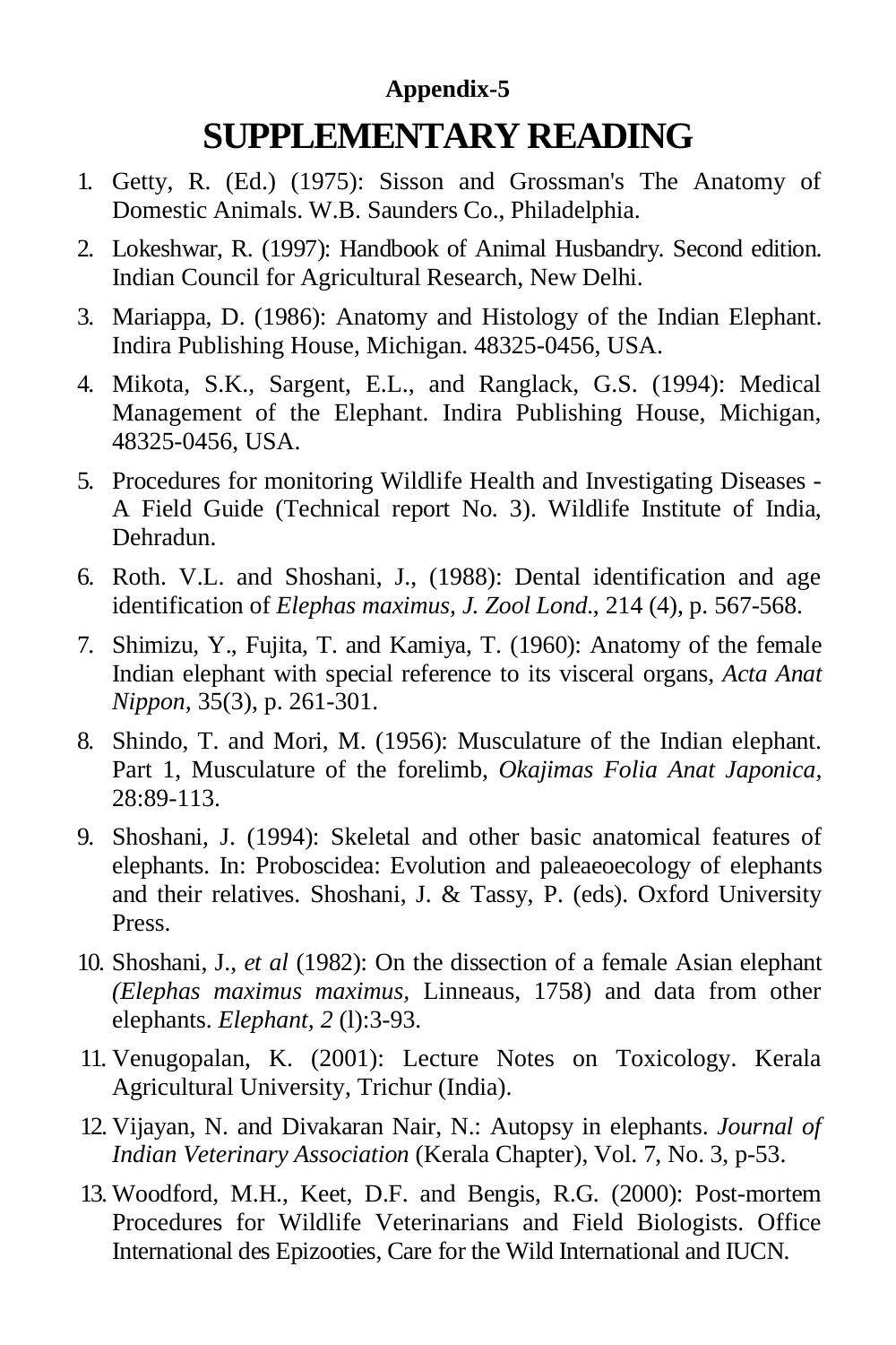**Appendix-5**

# SUPPLEMENTARY READING

1. Getty, R. (Ed.) (1975): Sisson and Grossman's The Anatomy of Domestic Animals. W.B. Saunders Co., Philadelphia.
2. Lokeshwar, R. (1997): Handbook of Animal Husbandry. Second edition. Indian Council for Agricultural Research, New Delhi.
3. Mariappa, D. (1986): Anatomy and Histology of the Indian Elephant. Indira Publishing House, Michigan. 48325-0456, USA.
4. Mikota, S.K., Sargent, E.L., and Ranglack, G.S. (1994): Medical Management of the Elephant. Indira Publishing House, Michigan, 48325-0456, USA.
5. Procedures for monitoring Wildlife Health and Investigating Diseases - A Field Guide (Technical report No. 3). Wildlife Institute of India, Dehradun.
6. Roth. V.L. and Shoshani, J., (1988): Dental identification and age identification of *Elephas maximus*, *J. Zool Lond*., 214 (4), p. 567-568.
7. Shimizu, Y., Fujita, T. and Kamiya, T. (1960): Anatomy of the female Indian elephant with special reference to its visceral organs, *Acta Anat Nippon*, 35(3), p. 261-301.
8. Shindo, T. and Mori, M. (1956): Musculature of the Indian elephant. Part 1, Musculature of the forelimb, *Okajimas Folia Anat Japonica*, 28:89-113.
9. Shoshani, J. (1994): Skeletal and other basic anatomical features of elephants. In: Proboscidea: Evolution and paleaeoecology of elephants and their relatives. Shoshani, J. & Tassy, P. (eds). Oxford University Press.
10. Shoshani, J., *et al* (1982): On the dissection of a female Asian elephant *(Elephas maximus maximus*, Linneaus, 1758) and data from other elephants. *Elephant*, *2* (l):3-93.
11. Venugopalan, K. (2001): Lecture Notes on Toxicology. Kerala Agricultural University, Trichur (India).
12. Vijayan, N. and Divakaran Nair, N.: Autopsy in elephants. *Journal of Indian Veterinary Association* (Kerala Chapter), Vol. 7, No. 3, p-53.
13. Woodford, M.H., Keet, D.F. and Bengis, R.G. (2000): Post-mortem Procedures for Wildlife Veterinarians and Field Biologists. Office International des Epizooties, Care for the Wild International and IUCN.